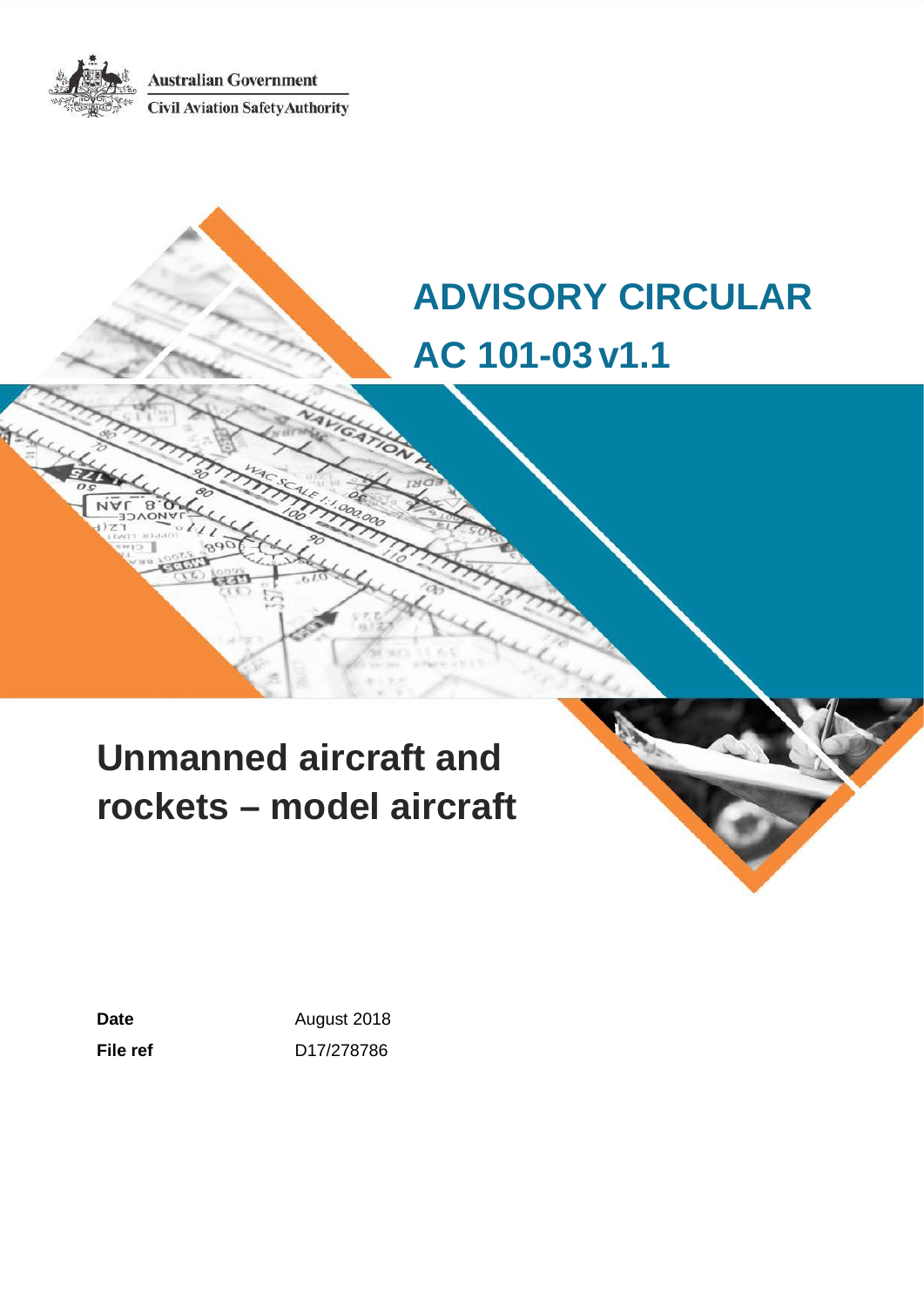Australian Government

Civil Aviation Safety Authority

# ADVISORY CIRCULAR
# AC 101-03 v1.1

# Unmanned aircraft and rockets – model aircraft

| | |
|---|---|
| **Date** | August 2018 |
| **File ref** | D17/278786 |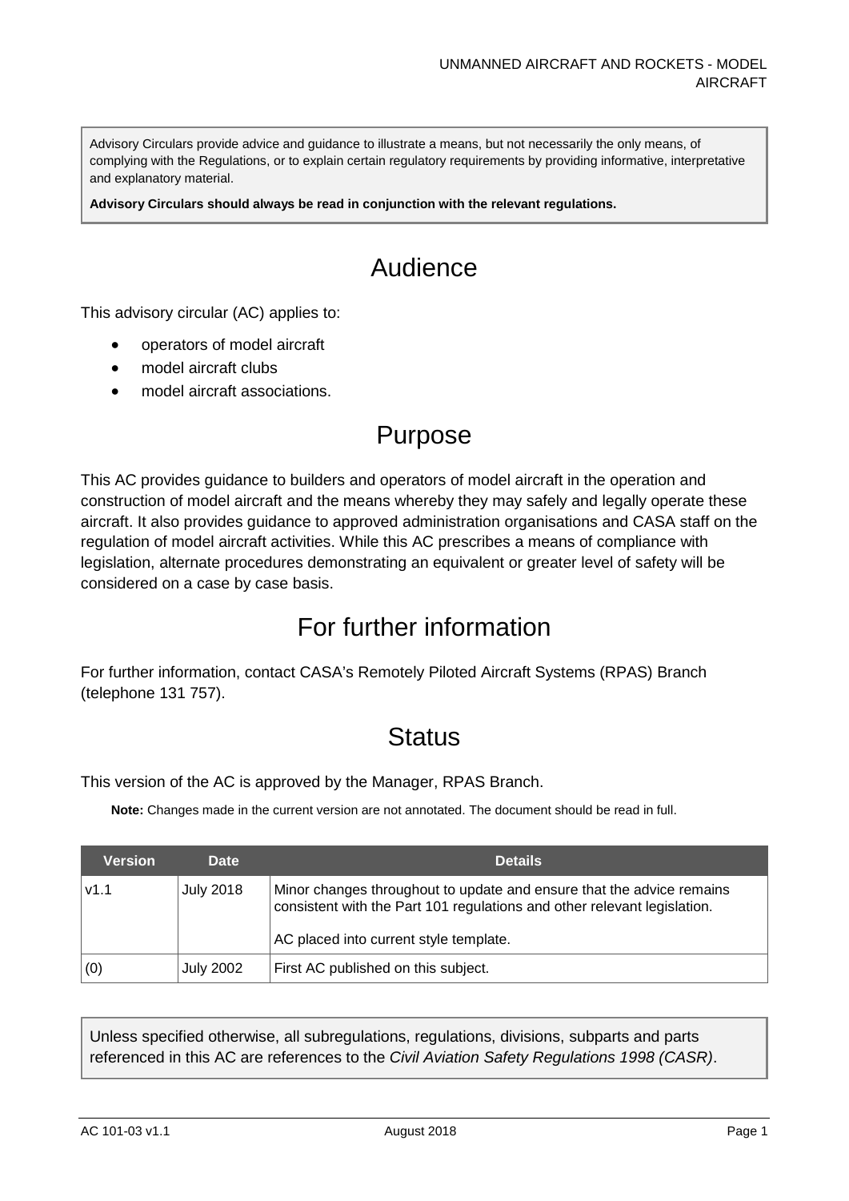Advisory Circulars provide advice and guidance to illustrate a means, but not necessarily the only means, of complying with the Regulations, or to explain certain regulatory requirements by providing informative, interpretative and explanatory material.

**Advisory Circulars should always be read in conjunction with the relevant regulations.**

# Audience

This advisory circular (AC) applies to:

- operators of model aircraft
- model aircraft clubs
- model aircraft associations.

# Purpose

This AC provides guidance to builders and operators of model aircraft in the operation and construction of model aircraft and the means whereby they may safely and legally operate these aircraft. It also provides guidance to approved administration organisations and CASA staff on the regulation of model aircraft activities. While this AC prescribes a means of compliance with legislation, alternate procedures demonstrating an equivalent or greater level of safety will be considered on a case by case basis.

# For further information

For further information, contact CASA's Remotely Piloted Aircraft Systems (RPAS) Branch (telephone 131 757).

# Status

This version of the AC is approved by the Manager, RPAS Branch.

**Note:** Changes made in the current version are not annotated. The document should be read in full.

| Version | Date | Details |
| --- | --- | --- |
| v1.1 | July 2018 | Minor changes throughout to update and ensure that the advice remains consistent with the Part 101 regulations and other relevant legislation.<br><br>AC placed into current style template. |
| (0) | July 2002 | First AC published on this subject. |

Unless specified otherwise, all subregulations, regulations, divisions, subparts and parts referenced in this AC are references to the *Civil Aviation Safety Regulations 1998 (CASR)*.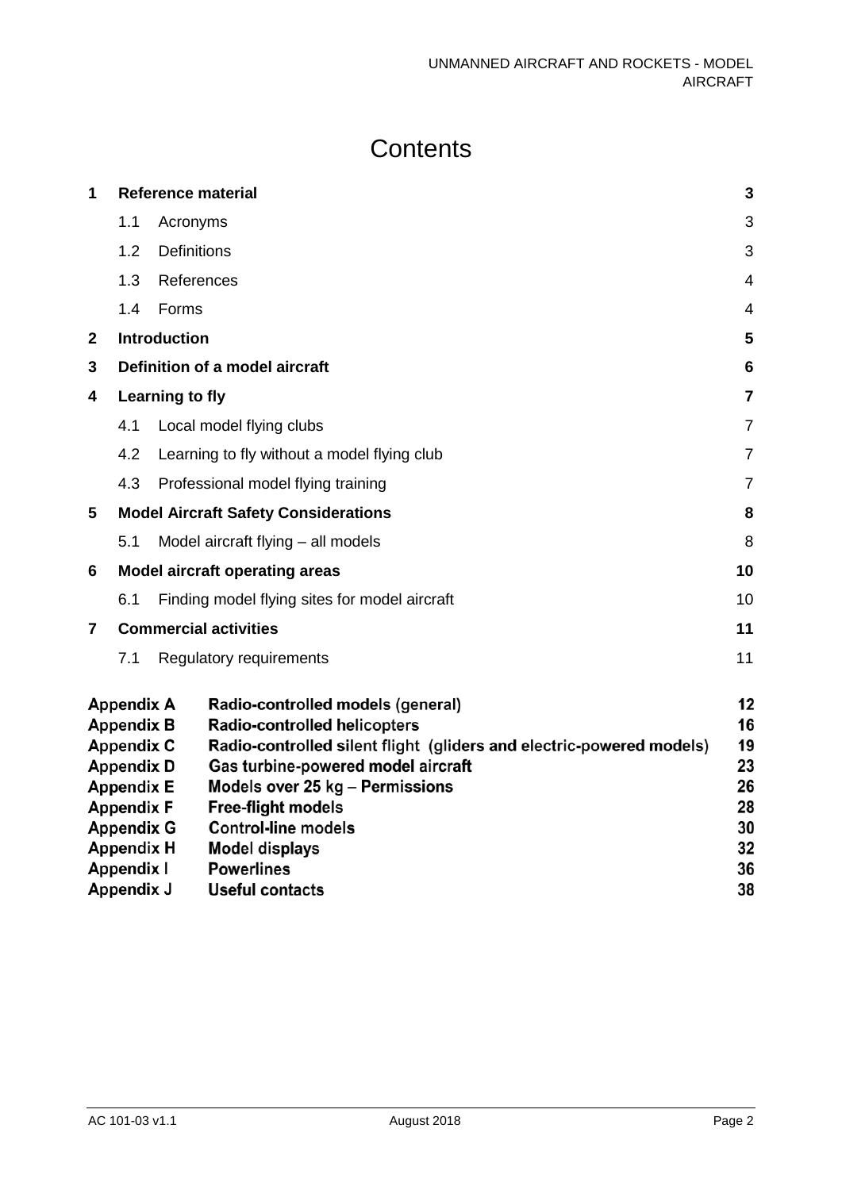# Contents

| | | | |
|---|---|---|---|
| **1** | **Reference material** | | **3** |
| | 1.1 | Acronyms | 3 |
| | 1.2 | Definitions | 3 |
| | 1.3 | References | 4 |
| | 1.4 | Forms | 4 |
| **2** | **Introduction** | | **5** |
| **3** | **Definition of a model aircraft** | | **6** |
| **4** | **Learning to fly** | | **7** |
| | 4.1 | Local model flying clubs | 7 |
| | 4.2 | Learning to fly without a model flying club | 7 |
| | 4.3 | Professional model flying training | 7 |
| **5** | **Model Aircraft Safety Considerations** | | **8** |
| | 5.1 | Model aircraft flying – all models | 8 |
| **6** | **Model aircraft operating areas** | | **10** |
| | 6.1 | Finding model flying sites for model aircraft | 10 |
| **7** | **Commercial activities** | | **11** |
| | 7.1 | Regulatory requirements | 11 |

| | | |
|---|---|---|
| **Appendix A** | **Radio-controlled models (general)** | **12** |
| **Appendix B** | **Radio-controlled helicopters** | **16** |
| **Appendix C** | **Radio-controlled silent flight (gliders and electric-powered models)** | **19** |
| **Appendix D** | **Gas turbine-powered model aircraft** | **23** |
| **Appendix E** | **Models over 25 kg – Permissions** | **26** |
| **Appendix F** | **Free-flight models** | **28** |
| **Appendix G** | **Control-line models** | **30** |
| **Appendix H** | **Model displays** | **32** |
| **Appendix I** | **Powerlines** | **36** |
| **Appendix J** | **Useful contacts** | **38** |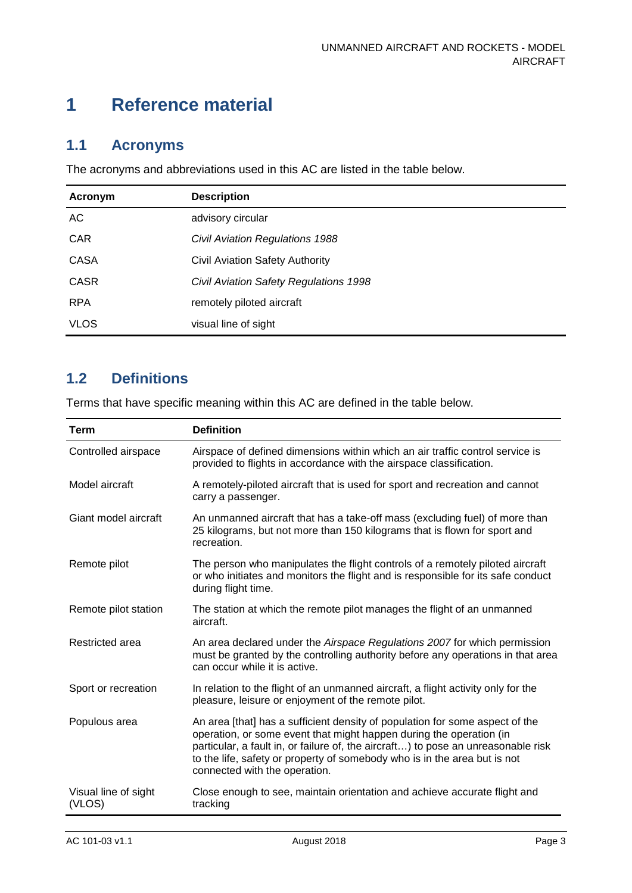# 1 Reference material

## 1.1 Acronyms

The acronyms and abbreviations used in this AC are listed in the table below.

| Acronym | Description |
|---|---|
| AC | advisory circular |
| CAR | *Civil Aviation Regulations 1988* |
| CASA | Civil Aviation Safety Authority |
| CASR | *Civil Aviation Safety Regulations 1998* |
| RPA | remotely piloted aircraft |
| VLOS | visual line of sight |

## 1.2 Definitions

Terms that have specific meaning within this AC are defined in the table below.

| Term | Definition |
|---|---|
| Controlled airspace | Airspace of defined dimensions within which an air traffic control service is provided to flights in accordance with the airspace classification. |
| Model aircraft | A remotely-piloted aircraft that is used for sport and recreation and cannot carry a passenger. |
| Giant model aircraft | An unmanned aircraft that has a take-off mass (excluding fuel) of more than 25 kilograms, but not more than 150 kilograms that is flown for sport and recreation. |
| Remote pilot | The person who manipulates the flight controls of a remotely piloted aircraft or who initiates and monitors the flight and is responsible for its safe conduct during flight time. |
| Remote pilot station | The station at which the remote pilot manages the flight of an unmanned aircraft. |
| Restricted area | An area declared under the *Airspace Regulations 2007* for which permission must be granted by the controlling authority before any operations in that area can occur while it is active. |
| Sport or recreation | In relation to the flight of an unmanned aircraft, a flight activity only for the pleasure, leisure or enjoyment of the remote pilot. |
| Populous area | An area [that] has a sufficient density of population for some aspect of the operation, or some event that might happen during the operation (in particular, a fault in, or failure of, the aircraft…) to pose an unreasonable risk to the life, safety or property of somebody who is in the area but is not connected with the operation. |
| Visual line of sight (VLOS) | Close enough to see, maintain orientation and achieve accurate flight and tracking |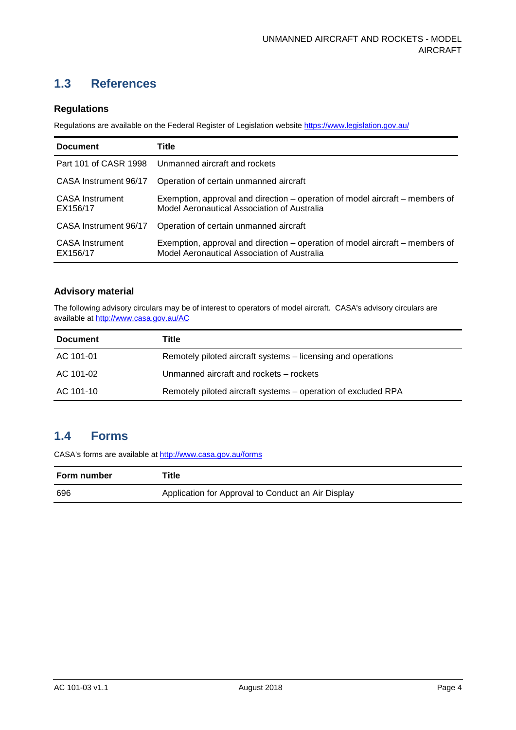## 1.3 References

### Regulations

Regulations are available on the Federal Register of Legislation website https://www.legislation.gov.au/

| Document | Title |
| --- | --- |
| Part 101 of CASR 1998 | Unmanned aircraft and rockets |
| CASA Instrument 96/17 | Operation of certain unmanned aircraft |
| CASA Instrument EX156/17 | Exemption, approval and direction – operation of model aircraft – members of Model Aeronautical Association of Australia |
| CASA Instrument 96/17 | Operation of certain unmanned aircraft |
| CASA Instrument EX156/17 | Exemption, approval and direction – operation of model aircraft – members of Model Aeronautical Association of Australia |

### Advisory material

The following advisory circulars may be of interest to operators of model aircraft. CASA's advisory circulars are available at http://www.casa.gov.au/AC

| Document | Title |
| --- | --- |
| AC 101-01 | Remotely piloted aircraft systems – licensing and operations |
| AC 101-02 | Unmanned aircraft and rockets – rockets |
| AC 101-10 | Remotely piloted aircraft systems – operation of excluded RPA |

## 1.4 Forms

CASA's forms are available at http://www.casa.gov.au/forms

| Form number | Title |
| --- | --- |
| 696 | Application for Approval to Conduct an Air Display |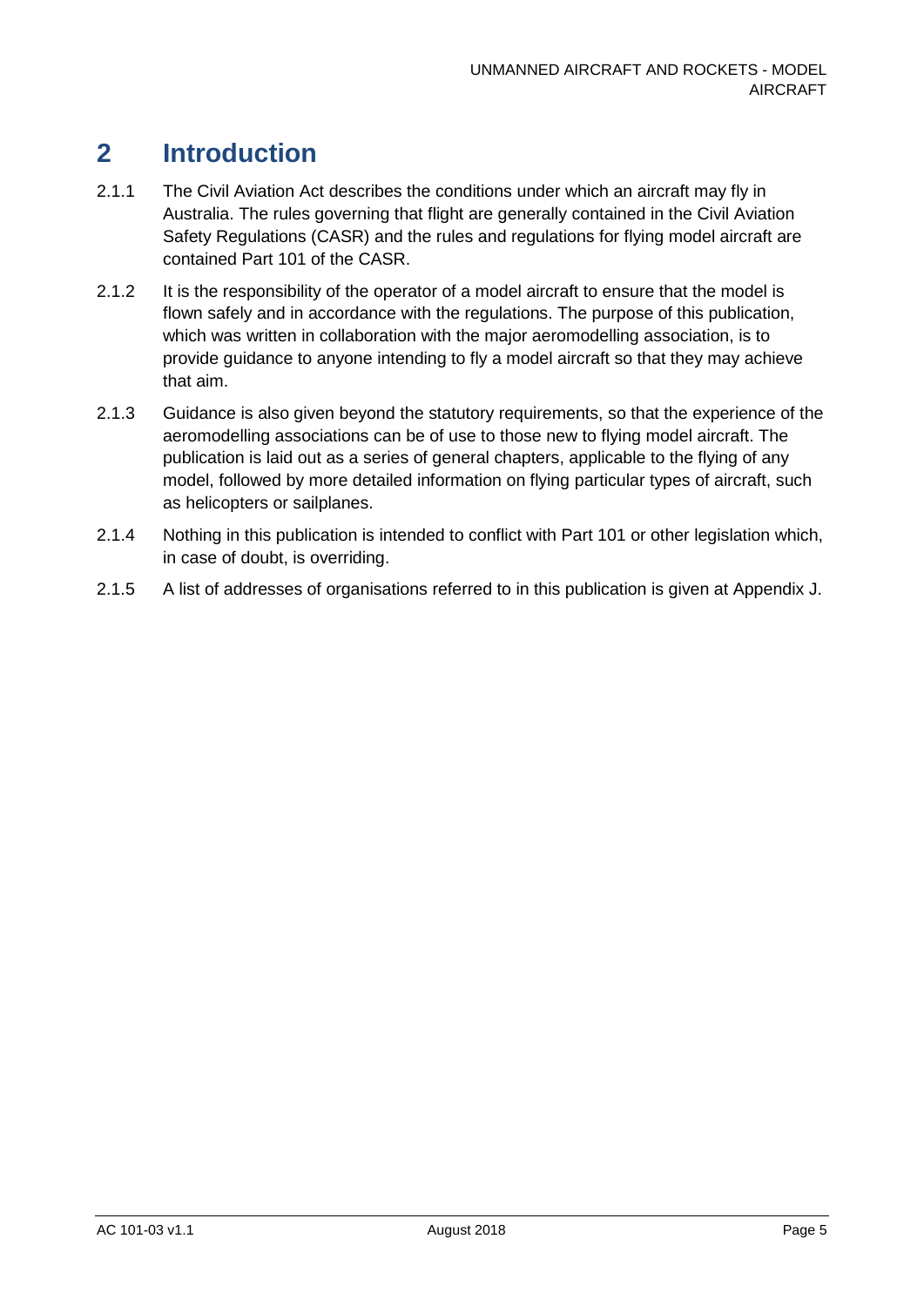# 2 Introduction

2.1.1 The Civil Aviation Act describes the conditions under which an aircraft may fly in Australia. The rules governing that flight are generally contained in the Civil Aviation Safety Regulations (CASR) and the rules and regulations for flying model aircraft are contained Part 101 of the CASR.

2.1.2 It is the responsibility of the operator of a model aircraft to ensure that the model is flown safely and in accordance with the regulations. The purpose of this publication, which was written in collaboration with the major aeromodelling association, is to provide guidance to anyone intending to fly a model aircraft so that they may achieve that aim.

2.1.3 Guidance is also given beyond the statutory requirements, so that the experience of the aeromodelling associations can be of use to those new to flying model aircraft. The publication is laid out as a series of general chapters, applicable to the flying of any model, followed by more detailed information on flying particular types of aircraft, such as helicopters or sailplanes.

2.1.4 Nothing in this publication is intended to conflict with Part 101 or other legislation which, in case of doubt, is overriding.

2.1.5 A list of addresses of organisations referred to in this publication is given at Appendix J.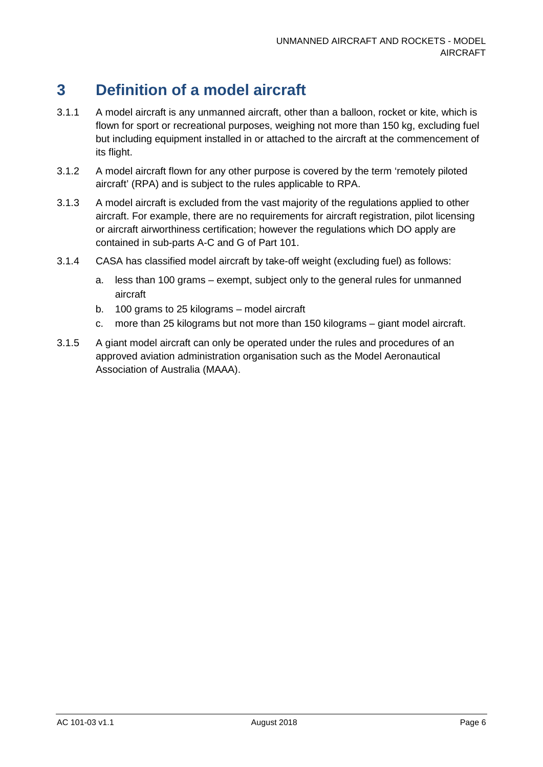# 3 Definition of a model aircraft

3.1.1 A model aircraft is any unmanned aircraft, other than a balloon, rocket or kite, which is flown for sport or recreational purposes, weighing not more than 150 kg, excluding fuel but including equipment installed in or attached to the aircraft at the commencement of its flight.

3.1.2 A model aircraft flown for any other purpose is covered by the term 'remotely piloted aircraft' (RPA) and is subject to the rules applicable to RPA.

3.1.3 A model aircraft is excluded from the vast majority of the regulations applied to other aircraft. For example, there are no requirements for aircraft registration, pilot licensing or aircraft airworthiness certification; however the regulations which DO apply are contained in sub-parts A-C and G of Part 101.

3.1.4 CASA has classified model aircraft by take-off weight (excluding fuel) as follows:

a. less than 100 grams – exempt, subject only to the general rules for unmanned aircraft
b. 100 grams to 25 kilograms – model aircraft
c. more than 25 kilograms but not more than 150 kilograms – giant model aircraft.

3.1.5 A giant model aircraft can only be operated under the rules and procedures of an approved aviation administration organisation such as the Model Aeronautical Association of Australia (MAAA).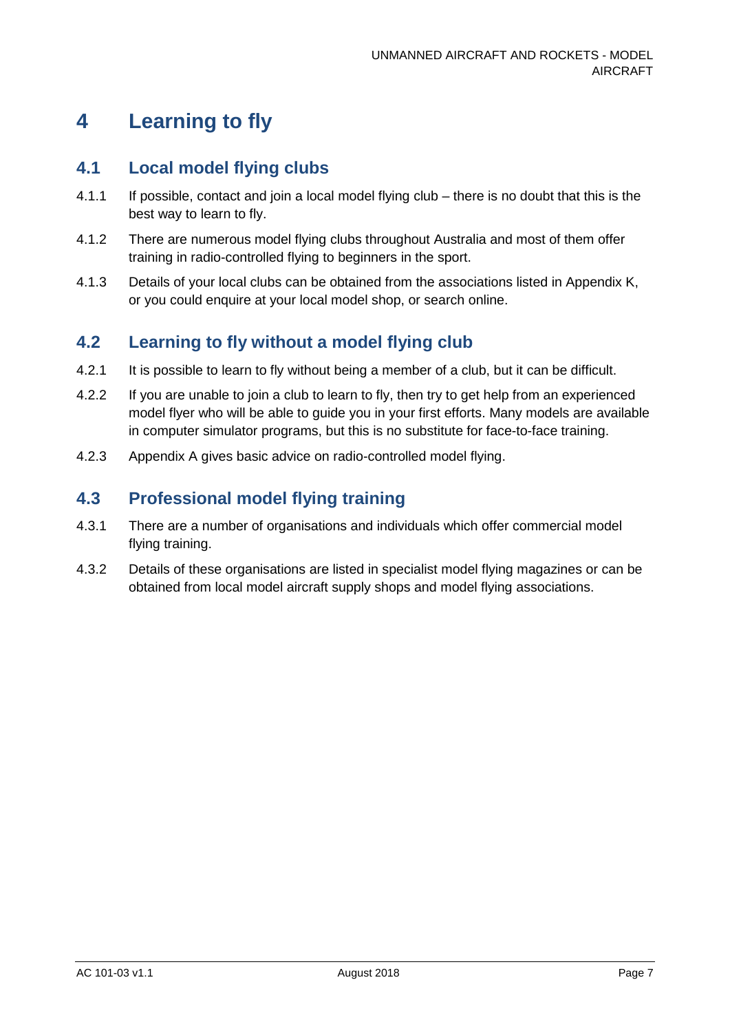# 4 Learning to fly

## 4.1 Local model flying clubs

4.1.1 If possible, contact and join a local model flying club – there is no doubt that this is the best way to learn to fly.

4.1.2 There are numerous model flying clubs throughout Australia and most of them offer training in radio-controlled flying to beginners in the sport.

4.1.3 Details of your local clubs can be obtained from the associations listed in Appendix K, or you could enquire at your local model shop, or search online.

## 4.2 Learning to fly without a model flying club

4.2.1 It is possible to learn to fly without being a member of a club, but it can be difficult.

4.2.2 If you are unable to join a club to learn to fly, then try to get help from an experienced model flyer who will be able to guide you in your first efforts. Many models are available in computer simulator programs, but this is no substitute for face-to-face training.

4.2.3 Appendix A gives basic advice on radio-controlled model flying.

## 4.3 Professional model flying training

4.3.1 There are a number of organisations and individuals which offer commercial model flying training.

4.3.2 Details of these organisations are listed in specialist model flying magazines or can be obtained from local model aircraft supply shops and model flying associations.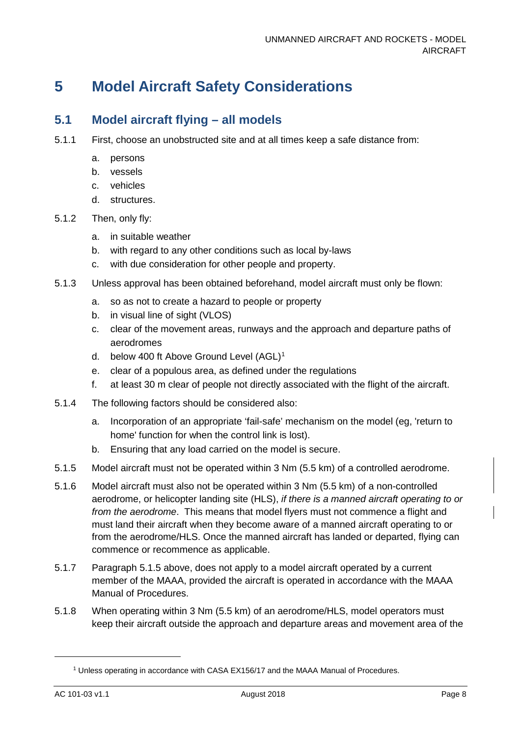# 5 Model Aircraft Safety Considerations

## 5.1 Model aircraft flying – all models

5.1.1 First, choose an unobstructed site and at all times keep a safe distance from:

a. persons
b. vessels
c. vehicles
d. structures.

5.1.2 Then, only fly:

a. in suitable weather
b. with regard to any other conditions such as local by-laws
c. with due consideration for other people and property.

5.1.3 Unless approval has been obtained beforehand, model aircraft must only be flown:

a. so as not to create a hazard to people or property
b. in visual line of sight (VLOS)
c. clear of the movement areas, runways and the approach and departure paths of aerodromes
d. below 400 ft Above Ground Level (AGL)[1]
e. clear of a populous area, as defined under the regulations
f. at least 30 m clear of people not directly associated with the flight of the aircraft.

5.1.4 The following factors should be considered also:

a. Incorporation of an appropriate 'fail-safe' mechanism on the model (eg, 'return to home' function for when the control link is lost).
b. Ensuring that any load carried on the model is secure.

5.1.5 Model aircraft must not be operated within 3 Nm (5.5 km) of a controlled aerodrome.

5.1.6 Model aircraft must also not be operated within 3 Nm (5.5 km) of a non-controlled aerodrome, or helicopter landing site (HLS), *if there is a manned aircraft operating to or from the aerodrome*. This means that model flyers must not commence a flight and must land their aircraft when they become aware of a manned aircraft operating to or from the aerodrome/HLS. Once the manned aircraft has landed or departed, flying can commence or recommence as applicable.

5.1.7 Paragraph 5.1.5 above, does not apply to a model aircraft operated by a current member of the MAAA, provided the aircraft is operated in accordance with the MAAA Manual of Procedures.

5.1.8 When operating within 3 Nm (5.5 km) of an aerodrome/HLS, model operators must keep their aircraft outside the approach and departure areas and movement area of the

[1] Unless operating in accordance with CASA EX156/17 and the MAAA Manual of Procedures.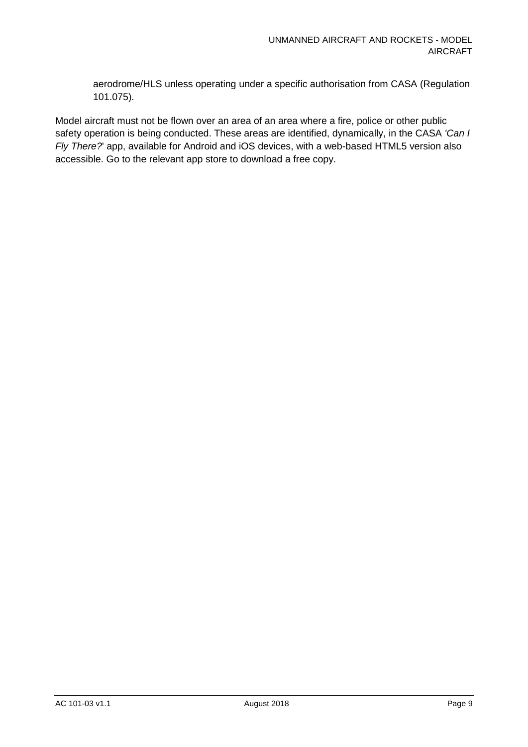aerodrome/HLS unless operating under a specific authorisation from CASA (Regulation 101.075).

Model aircraft must not be flown over an area of an area where a fire, police or other public safety operation is being conducted. These areas are identified, dynamically, in the CASA *'Can I Fly There?*' app, available for Android and iOS devices, with a web-based HTML5 version also accessible. Go to the relevant app store to download a free copy.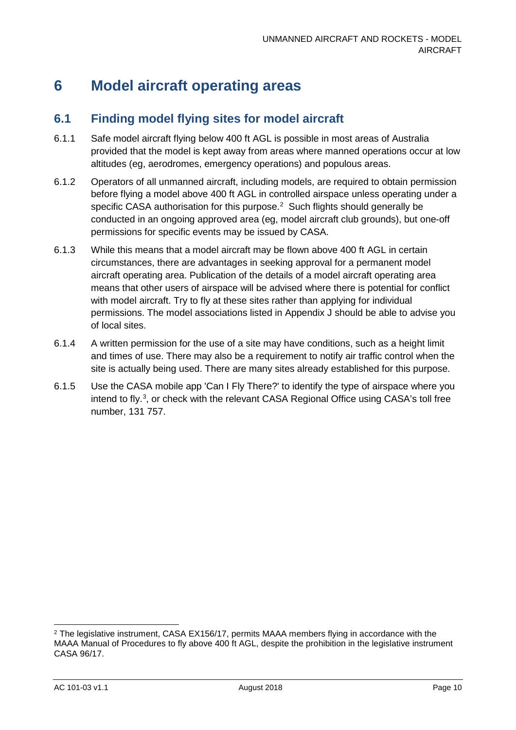# 6 Model aircraft operating areas

## 6.1 Finding model flying sites for model aircraft

6.1.1 Safe model aircraft flying below 400 ft AGL is possible in most areas of Australia provided that the model is kept away from areas where manned operations occur at low altitudes (eg, aerodromes, emergency operations) and populous areas.

6.1.2 Operators of all unmanned aircraft, including models, are required to obtain permission before flying a model above 400 ft AGL in controlled airspace unless operating under a specific CASA authorisation for this purpose.[2] Such flights should generally be conducted in an ongoing approved area (eg, model aircraft club grounds), but one-off permissions for specific events may be issued by CASA.

6.1.3 While this means that a model aircraft may be flown above 400 ft AGL in certain circumstances, there are advantages in seeking approval for a permanent model aircraft operating area. Publication of the details of a model aircraft operating area means that other users of airspace will be advised where there is potential for conflict with model aircraft. Try to fly at these sites rather than applying for individual permissions. The model associations listed in Appendix J should be able to advise you of local sites.

6.1.4 A written permission for the use of a site may have conditions, such as a height limit and times of use. There may also be a requirement to notify air traffic control when the site is actually being used. There are many sites already established for this purpose.

6.1.5 Use the CASA mobile app 'Can I Fly There?' to identify the type of airspace where you intend to fly.[3], or check with the relevant CASA Regional Office using CASA's toll free number, 131 757.

---

[2] The legislative instrument, CASA EX156/17, permits MAAA members flying in accordance with the MAAA Manual of Procedures to fly above 400 ft AGL, despite the prohibition in the legislative instrument CASA 96/17.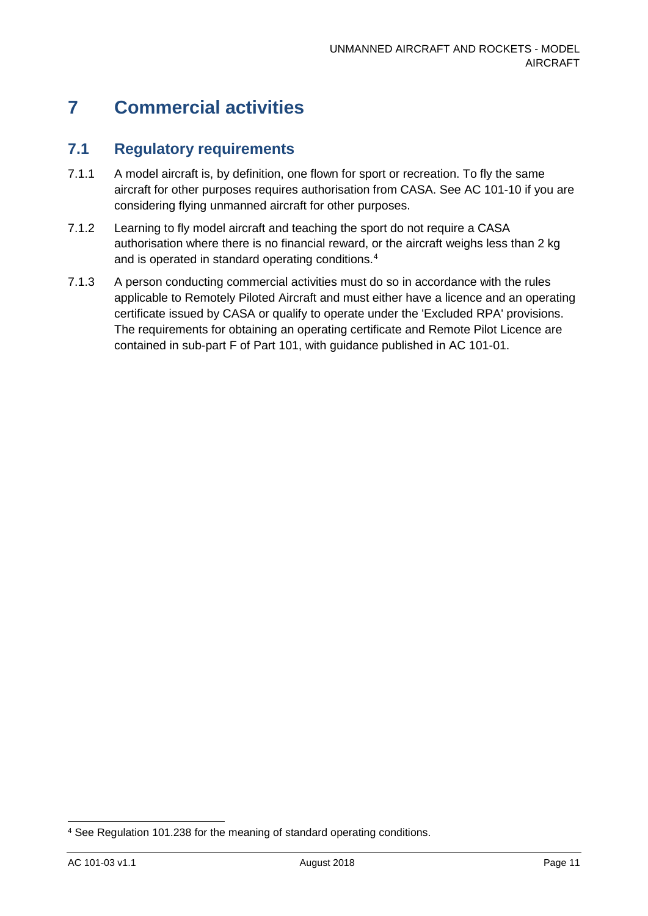# 7 Commercial activities

## 7.1 Regulatory requirements

7.1.1 A model aircraft is, by definition, one flown for sport or recreation. To fly the same aircraft for other purposes requires authorisation from CASA. See AC 101-10 if you are considering flying unmanned aircraft for other purposes.

7.1.2 Learning to fly model aircraft and teaching the sport do not require a CASA authorisation where there is no financial reward, or the aircraft weighs less than 2 kg and is operated in standard operating conditions.[4]

7.1.3 A person conducting commercial activities must do so in accordance with the rules applicable to Remotely Piloted Aircraft and must either have a licence and an operating certificate issued by CASA or qualify to operate under the 'Excluded RPA' provisions. The requirements for obtaining an operating certificate and Remote Pilot Licence are contained in sub-part F of Part 101, with guidance published in AC 101-01.

[4] See Regulation 101.238 for the meaning of standard operating conditions.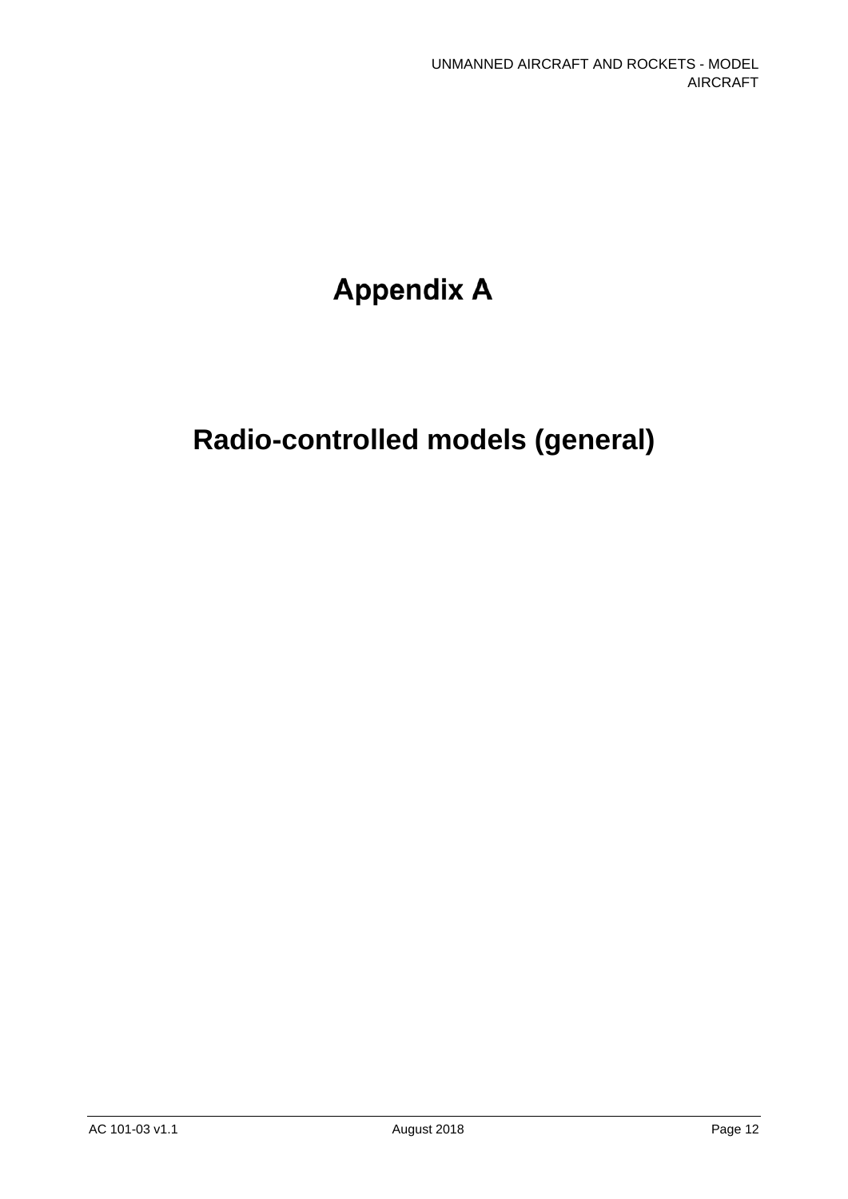# Appendix A

# Radio-controlled models (general)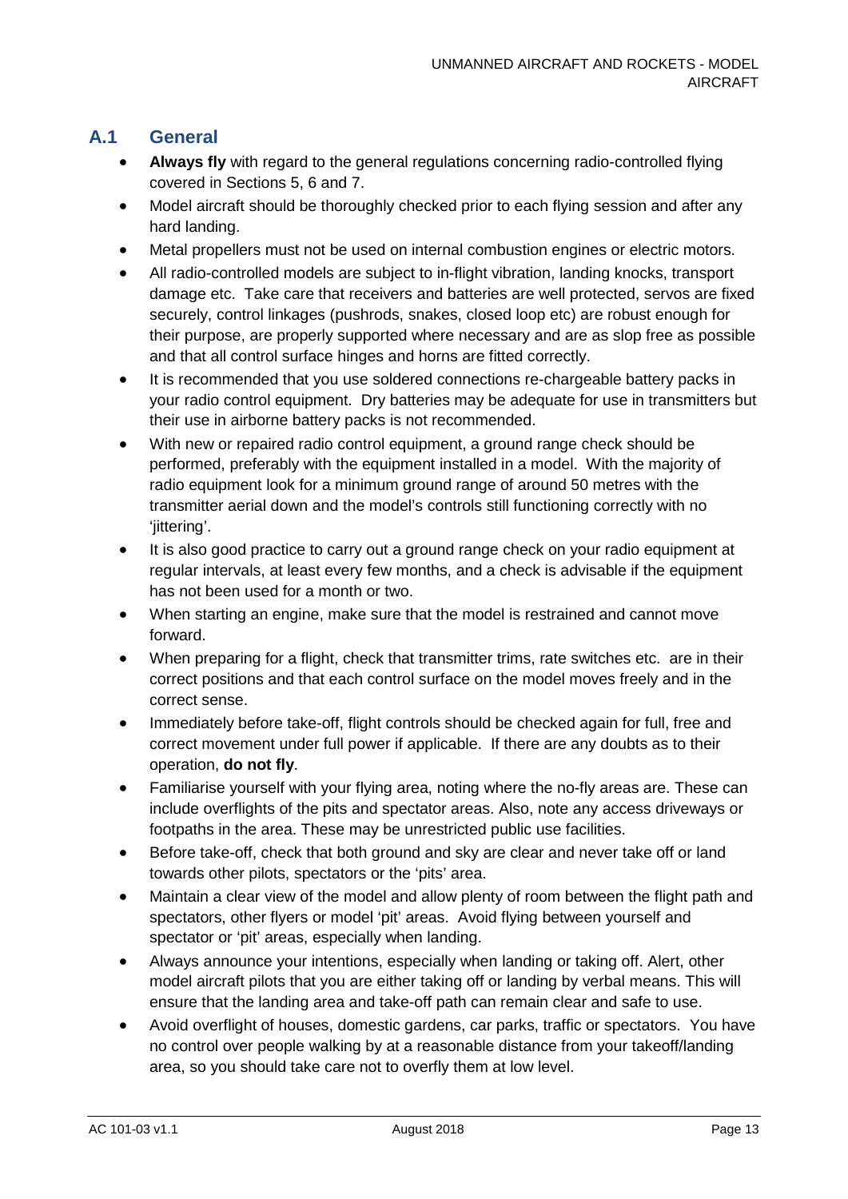## A.1 General

- **Always fly** with regard to the general regulations concerning radio-controlled flying covered in Sections 5, 6 and 7.
- Model aircraft should be thoroughly checked prior to each flying session and after any hard landing.
- Metal propellers must not be used on internal combustion engines or electric motors.
- All radio-controlled models are subject to in-flight vibration, landing knocks, transport damage etc. Take care that receivers and batteries are well protected, servos are fixed securely, control linkages (pushrods, snakes, closed loop etc) are robust enough for their purpose, are properly supported where necessary and are as slop free as possible and that all control surface hinges and horns are fitted correctly.
- It is recommended that you use soldered connections re-chargeable battery packs in your radio control equipment. Dry batteries may be adequate for use in transmitters but their use in airborne battery packs is not recommended.
- With new or repaired radio control equipment, a ground range check should be performed, preferably with the equipment installed in a model. With the majority of radio equipment look for a minimum ground range of around 50 metres with the transmitter aerial down and the model's controls still functioning correctly with no 'jittering'.
- It is also good practice to carry out a ground range check on your radio equipment at regular intervals, at least every few months, and a check is advisable if the equipment has not been used for a month or two.
- When starting an engine, make sure that the model is restrained and cannot move forward.
- When preparing for a flight, check that transmitter trims, rate switches etc. are in their correct positions and that each control surface on the model moves freely and in the correct sense.
- Immediately before take-off, flight controls should be checked again for full, free and correct movement under full power if applicable. If there are any doubts as to their operation, **do not fly**.
- Familiarise yourself with your flying area, noting where the no-fly areas are. These can include overflights of the pits and spectator areas. Also, note any access driveways or footpaths in the area. These may be unrestricted public use facilities.
- Before take-off, check that both ground and sky are clear and never take off or land towards other pilots, spectators or the 'pits' area.
- Maintain a clear view of the model and allow plenty of room between the flight path and spectators, other flyers or model 'pit' areas. Avoid flying between yourself and spectator or 'pit' areas, especially when landing.
- Always announce your intentions, especially when landing or taking off. Alert, other model aircraft pilots that you are either taking off or landing by verbal means. This will ensure that the landing area and take-off path can remain clear and safe to use.
- Avoid overflight of houses, domestic gardens, car parks, traffic or spectators. You have no control over people walking by at a reasonable distance from your takeoff/landing area, so you should take care not to overfly them at low level.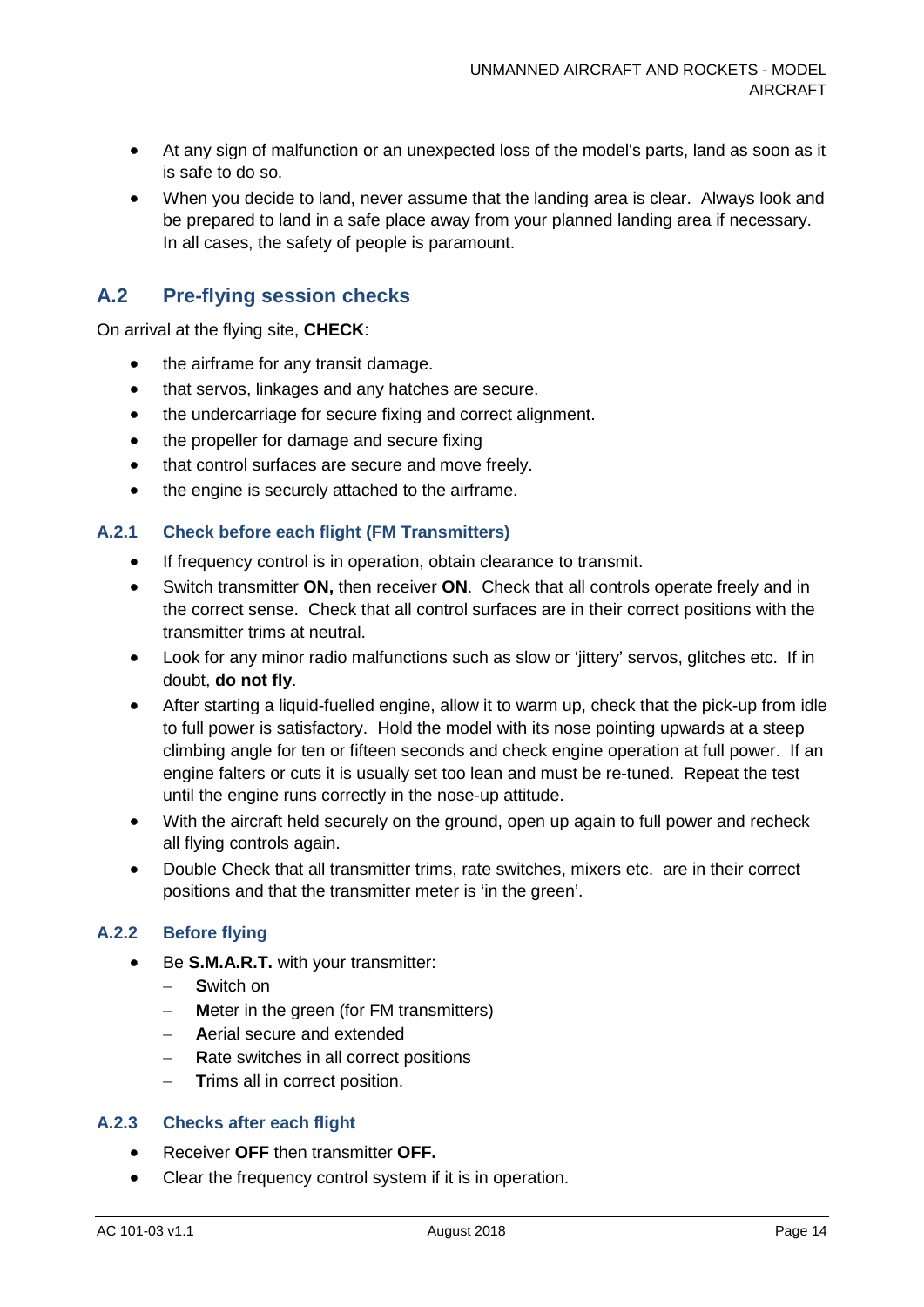- At any sign of malfunction or an unexpected loss of the model's parts, land as soon as it is safe to do so.
- When you decide to land, never assume that the landing area is clear. Always look and be prepared to land in a safe place away from your planned landing area if necessary. In all cases, the safety of people is paramount.

## A.2 Pre-flying session checks

On arrival at the flying site, **CHECK**:

- the airframe for any transit damage.
- that servos, linkages and any hatches are secure.
- the undercarriage for secure fixing and correct alignment.
- the propeller for damage and secure fixing
- that control surfaces are secure and move freely.
- the engine is securely attached to the airframe.

### A.2.1 Check before each flight (FM Transmitters)

- If frequency control is in operation, obtain clearance to transmit.
- Switch transmitter **ON,** then receiver **ON**. Check that all controls operate freely and in the correct sense. Check that all control surfaces are in their correct positions with the transmitter trims at neutral.
- Look for any minor radio malfunctions such as slow or 'jittery' servos, glitches etc. If in doubt, **do not fly**.
- After starting a liquid-fuelled engine, allow it to warm up, check that the pick-up from idle to full power is satisfactory. Hold the model with its nose pointing upwards at a steep climbing angle for ten or fifteen seconds and check engine operation at full power. If an engine falters or cuts it is usually set too lean and must be re-tuned. Repeat the test until the engine runs correctly in the nose-up attitude.
- With the aircraft held securely on the ground, open up again to full power and recheck all flying controls again.
- Double Check that all transmitter trims, rate switches, mixers etc. are in their correct positions and that the transmitter meter is 'in the green'.

### A.2.2 Before flying

- Be **S.M.A.R.T.** with your transmitter:
  - **S**witch on
  - **M**eter in the green (for FM transmitters)
  - **A**erial secure and extended
  - **R**ate switches in all correct positions
  - **T**rims all in correct position.

### A.2.3 Checks after each flight

- Receiver **OFF** then transmitter **OFF.**
- Clear the frequency control system if it is in operation.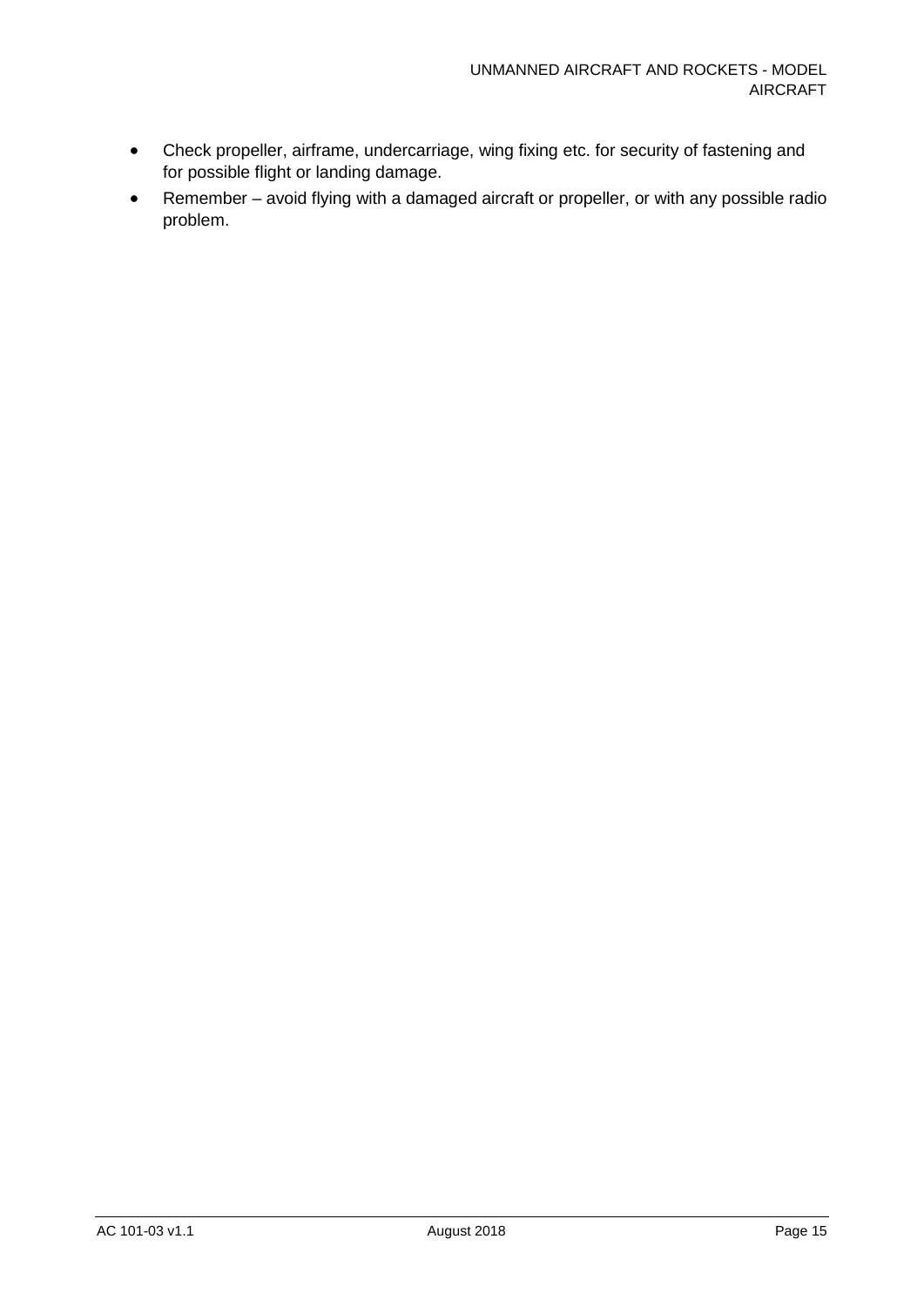- Check propeller, airframe, undercarriage, wing fixing etc. for security of fastening and for possible flight or landing damage.
- Remember – avoid flying with a damaged aircraft or propeller, or with any possible radio problem.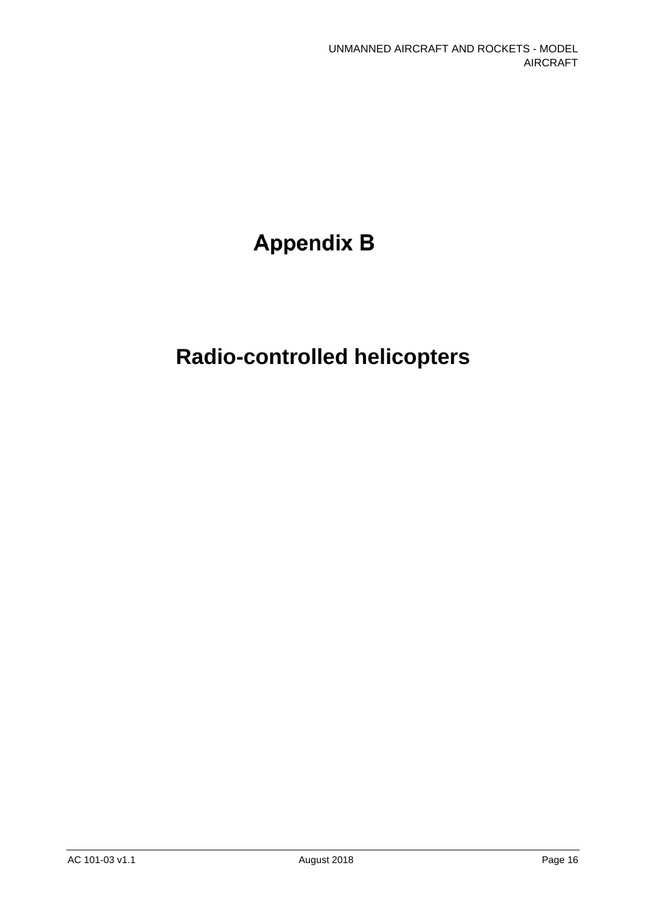# Appendix B

# Radio-controlled helicopters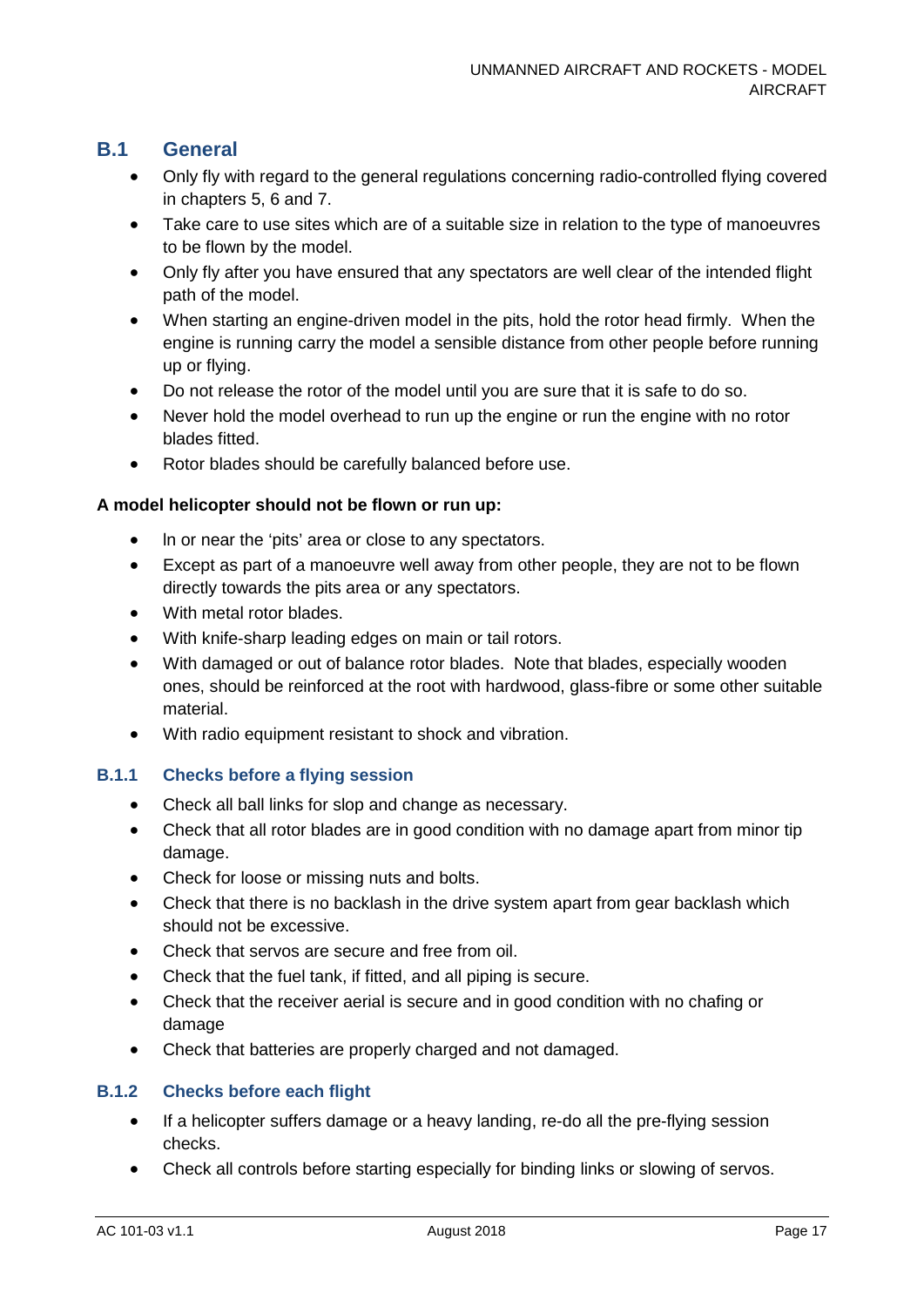## B.1 General

- Only fly with regard to the general regulations concerning radio-controlled flying covered in chapters 5, 6 and 7.
- Take care to use sites which are of a suitable size in relation to the type of manoeuvres to be flown by the model.
- Only fly after you have ensured that any spectators are well clear of the intended flight path of the model.
- When starting an engine-driven model in the pits, hold the rotor head firmly. When the engine is running carry the model a sensible distance from other people before running up or flying.
- Do not release the rotor of the model until you are sure that it is safe to do so.
- Never hold the model overhead to run up the engine or run the engine with no rotor blades fitted.
- Rotor blades should be carefully balanced before use.

**A model helicopter should not be flown or run up:**

- In or near the 'pits' area or close to any spectators.
- Except as part of a manoeuvre well away from other people, they are not to be flown directly towards the pits area or any spectators.
- With metal rotor blades.
- With knife-sharp leading edges on main or tail rotors.
- With damaged or out of balance rotor blades. Note that blades, especially wooden ones, should be reinforced at the root with hardwood, glass-fibre or some other suitable material.
- With radio equipment resistant to shock and vibration.

### B.1.1 Checks before a flying session

- Check all ball links for slop and change as necessary.
- Check that all rotor blades are in good condition with no damage apart from minor tip damage.
- Check for loose or missing nuts and bolts.
- Check that there is no backlash in the drive system apart from gear backlash which should not be excessive.
- Check that servos are secure and free from oil.
- Check that the fuel tank, if fitted, and all piping is secure.
- Check that the receiver aerial is secure and in good condition with no chafing or damage
- Check that batteries are properly charged and not damaged.

### B.1.2 Checks before each flight

- If a helicopter suffers damage or a heavy landing, re-do all the pre-flying session checks.
- Check all controls before starting especially for binding links or slowing of servos.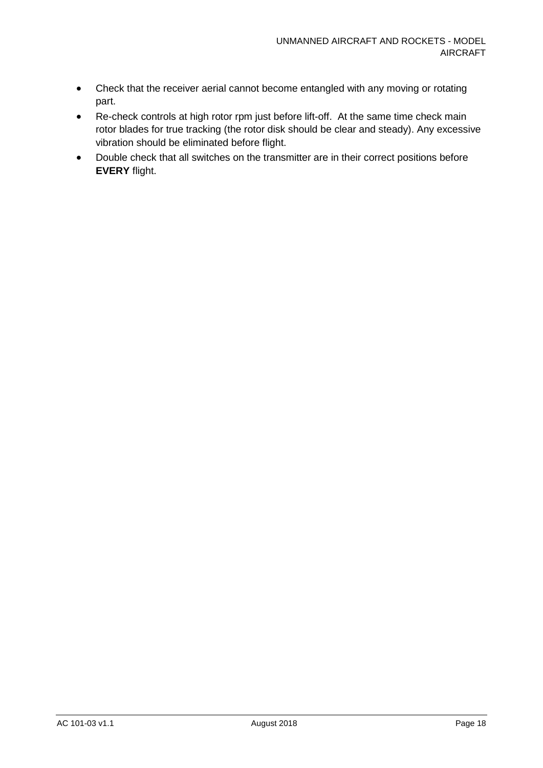- Check that the receiver aerial cannot become entangled with any moving or rotating part.
- Re-check controls at high rotor rpm just before lift-off. At the same time check main rotor blades for true tracking (the rotor disk should be clear and steady). Any excessive vibration should be eliminated before flight.
- Double check that all switches on the transmitter are in their correct positions before **EVERY** flight.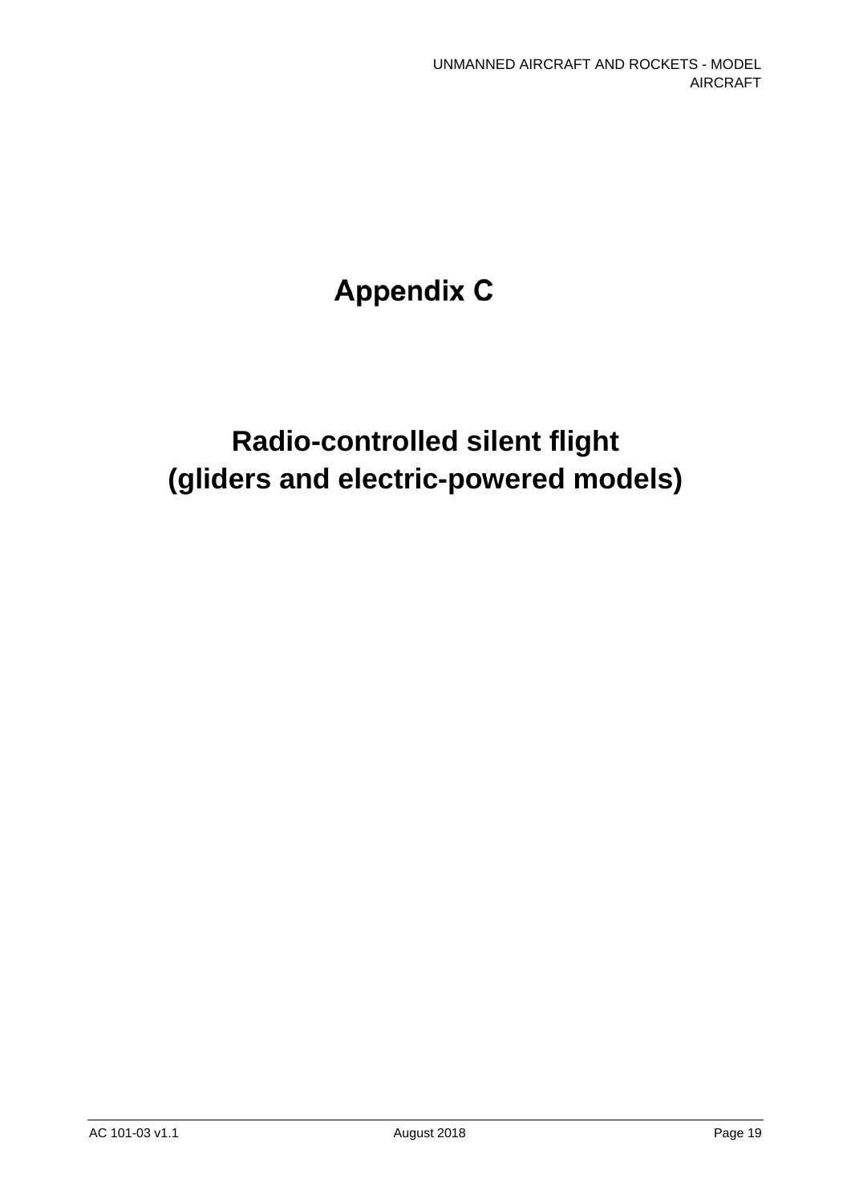# Appendix C

# Radio-controlled silent flight (gliders and electric-powered models)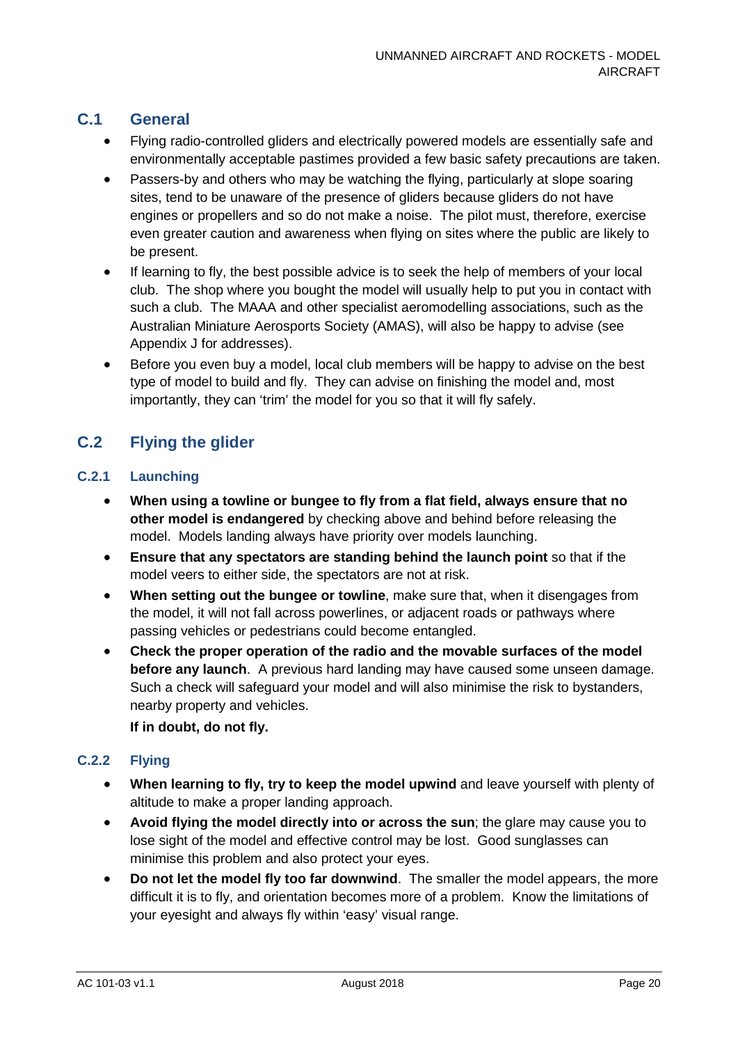## C.1 General

- Flying radio-controlled gliders and electrically powered models are essentially safe and environmentally acceptable pastimes provided a few basic safety precautions are taken.
- Passers-by and others who may be watching the flying, particularly at slope soaring sites, tend to be unaware of the presence of gliders because gliders do not have engines or propellers and so do not make a noise. The pilot must, therefore, exercise even greater caution and awareness when flying on sites where the public are likely to be present.
- If learning to fly, the best possible advice is to seek the help of members of your local club. The shop where you bought the model will usually help to put you in contact with such a club. The MAAA and other specialist aeromodelling associations, such as the Australian Miniature Aerosports Society (AMAS), will also be happy to advise (see Appendix J for addresses).
- Before you even buy a model, local club members will be happy to advise on the best type of model to build and fly. They can advise on finishing the model and, most importantly, they can 'trim' the model for you so that it will fly safely.

## C.2 Flying the glider

### C.2.1 Launching

- **When using a towline or bungee to fly from a flat field, always ensure that no other model is endangered** by checking above and behind before releasing the model. Models landing always have priority over models launching.
- **Ensure that any spectators are standing behind the launch point** so that if the model veers to either side, the spectators are not at risk.
- **When setting out the bungee or towline**, make sure that, when it disengages from the model, it will not fall across powerlines, or adjacent roads or pathways where passing vehicles or pedestrians could become entangled.
- **Check the proper operation of the radio and the movable surfaces of the model before any launch**. A previous hard landing may have caused some unseen damage. Such a check will safeguard your model and will also minimise the risk to bystanders, nearby property and vehicles.

  **If in doubt, do not fly.**

### C.2.2 Flying

- **When learning to fly, try to keep the model upwind** and leave yourself with plenty of altitude to make a proper landing approach.
- **Avoid flying the model directly into or across the sun**; the glare may cause you to lose sight of the model and effective control may be lost. Good sunglasses can minimise this problem and also protect your eyes.
- **Do not let the model fly too far downwind**. The smaller the model appears, the more difficult it is to fly, and orientation becomes more of a problem. Know the limitations of your eyesight and always fly within 'easy' visual range.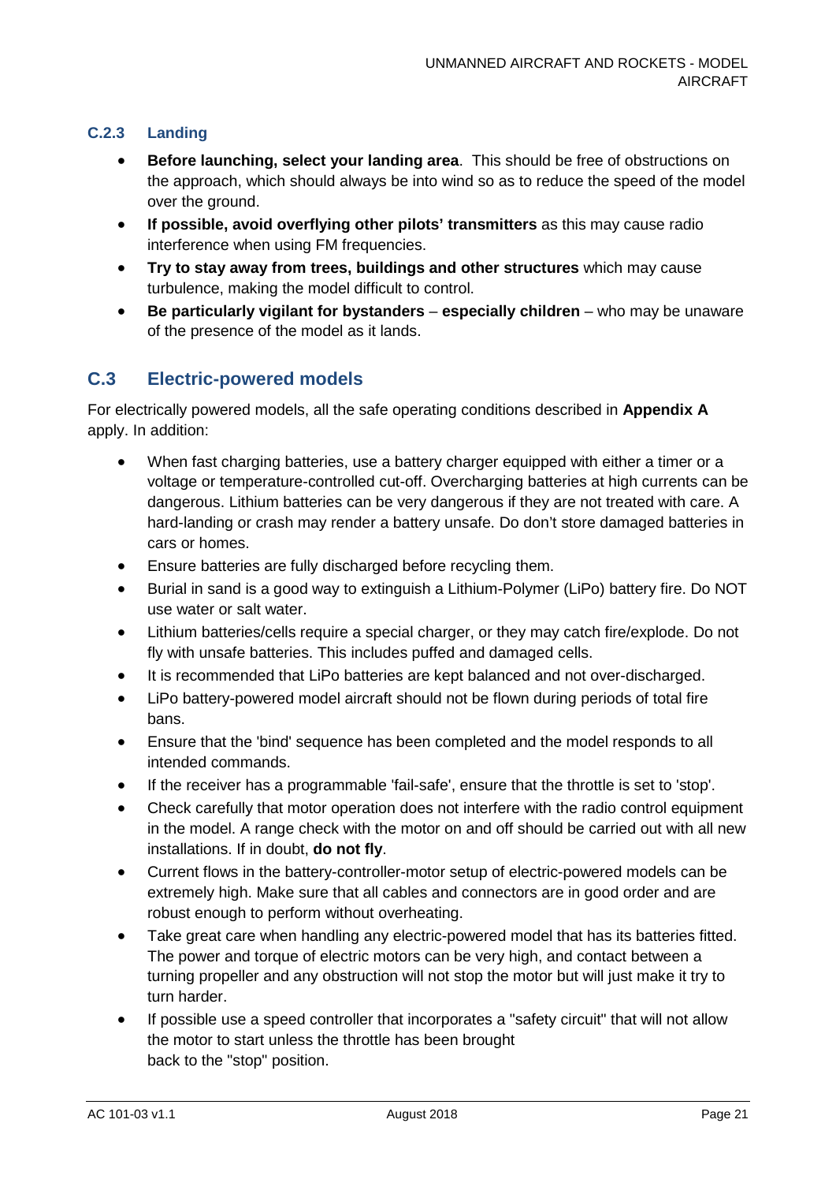### C.2.3 Landing

- **Before launching, select your landing area**. This should be free of obstructions on the approach, which should always be into wind so as to reduce the speed of the model over the ground.
- **If possible, avoid overflying other pilots' transmitters** as this may cause radio interference when using FM frequencies.
- **Try to stay away from trees, buildings and other structures** which may cause turbulence, making the model difficult to control.
- **Be particularly vigilant for bystanders** – **especially children** – who may be unaware of the presence of the model as it lands.

## C.3 Electric-powered models

For electrically powered models, all the safe operating conditions described in **Appendix A** apply. In addition:

- When fast charging batteries, use a battery charger equipped with either a timer or a voltage or temperature-controlled cut-off. Overcharging batteries at high currents can be dangerous. Lithium batteries can be very dangerous if they are not treated with care. A hard-landing or crash may render a battery unsafe. Do don't store damaged batteries in cars or homes.
- Ensure batteries are fully discharged before recycling them.
- Burial in sand is a good way to extinguish a Lithium-Polymer (LiPo) battery fire. Do NOT use water or salt water.
- Lithium batteries/cells require a special charger, or they may catch fire/explode. Do not fly with unsafe batteries. This includes puffed and damaged cells.
- It is recommended that LiPo batteries are kept balanced and not over-discharged.
- LiPo battery-powered model aircraft should not be flown during periods of total fire bans.
- Ensure that the 'bind' sequence has been completed and the model responds to all intended commands.
- If the receiver has a programmable 'fail-safe', ensure that the throttle is set to 'stop'.
- Check carefully that motor operation does not interfere with the radio control equipment in the model. A range check with the motor on and off should be carried out with all new installations. If in doubt, **do not fly**.
- Current flows in the battery-controller-motor setup of electric-powered models can be extremely high. Make sure that all cables and connectors are in good order and are robust enough to perform without overheating.
- Take great care when handling any electric-powered model that has its batteries fitted. The power and torque of electric motors can be very high, and contact between a turning propeller and any obstruction will not stop the motor but will just make it try to turn harder.
- If possible use a speed controller that incorporates a "safety circuit" that will not allow the motor to start unless the throttle has been brought back to the "stop" position.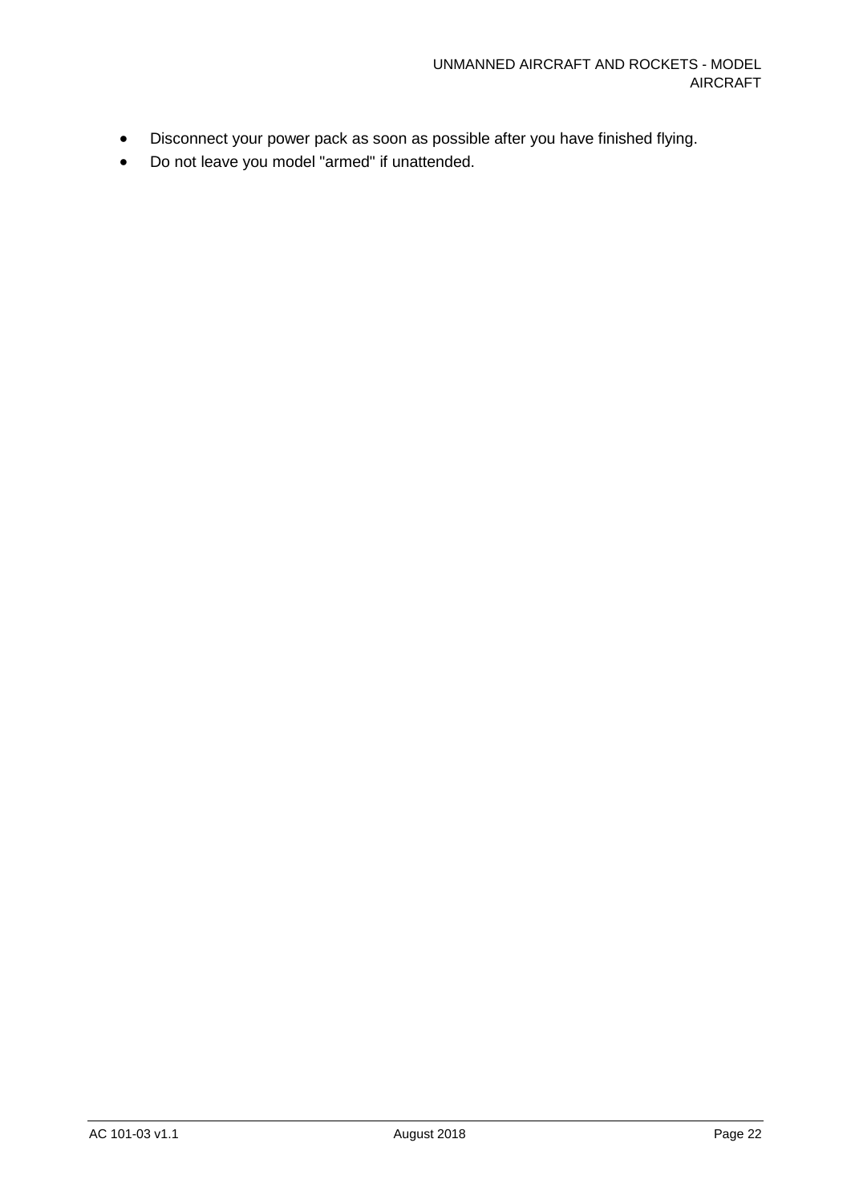- Disconnect your power pack as soon as possible after you have finished flying.
- Do not leave you model "armed" if unattended.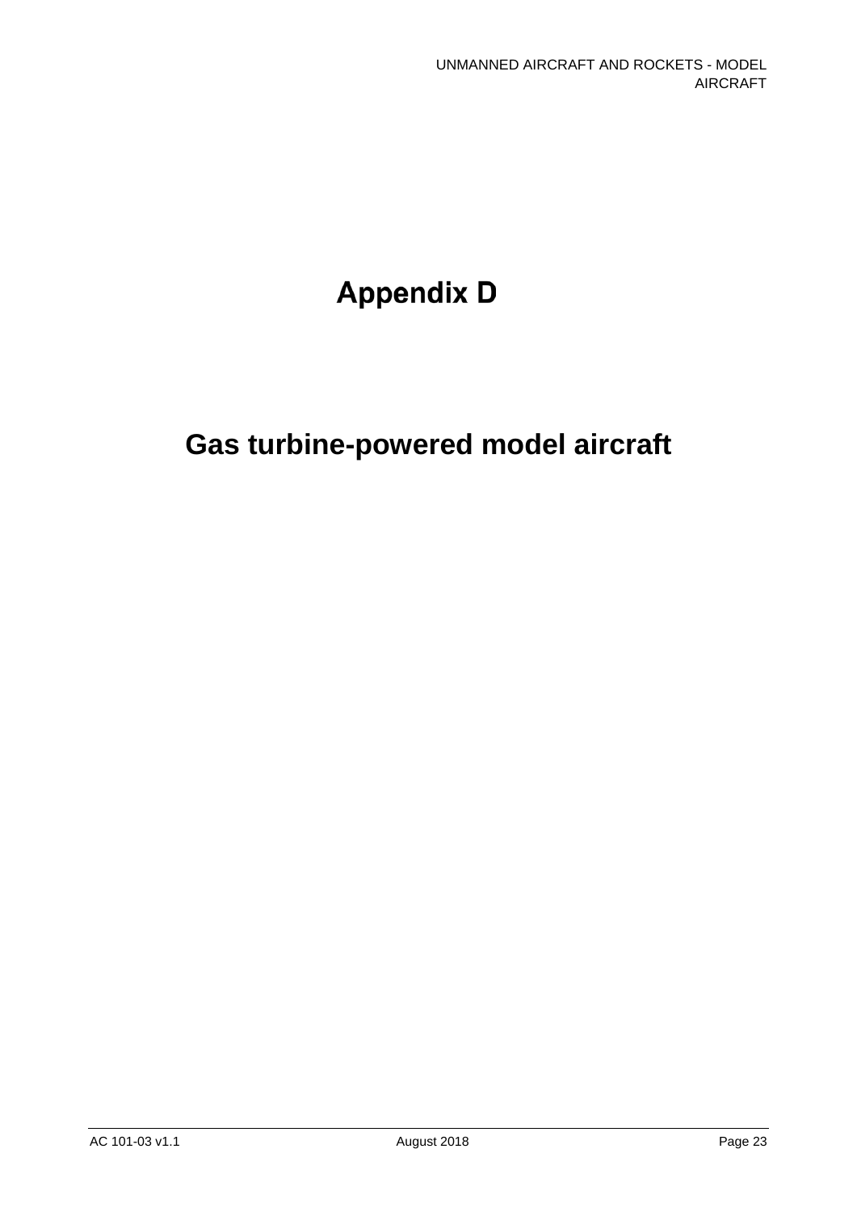# Appendix D

# Gas turbine-powered model aircraft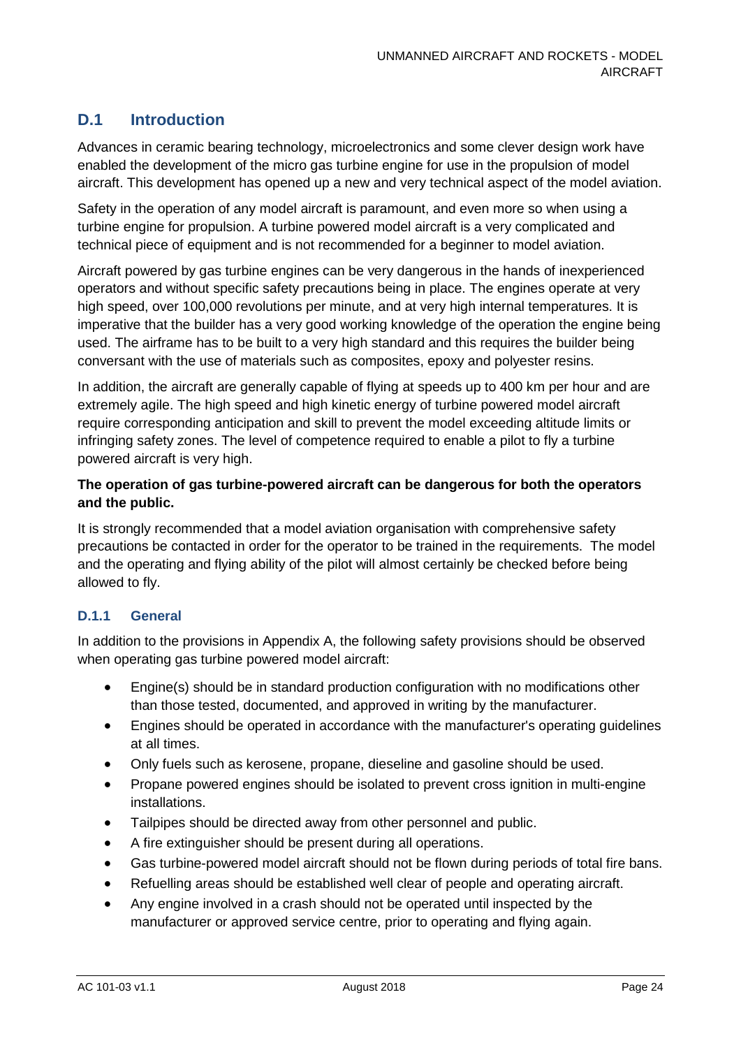## D.1 Introduction

Advances in ceramic bearing technology, microelectronics and some clever design work have enabled the development of the micro gas turbine engine for use in the propulsion of model aircraft. This development has opened up a new and very technical aspect of the model aviation.

Safety in the operation of any model aircraft is paramount, and even more so when using a turbine engine for propulsion. A turbine powered model aircraft is a very complicated and technical piece of equipment and is not recommended for a beginner to model aviation.

Aircraft powered by gas turbine engines can be very dangerous in the hands of inexperienced operators and without specific safety precautions being in place. The engines operate at very high speed, over 100,000 revolutions per minute, and at very high internal temperatures. It is imperative that the builder has a very good working knowledge of the operation the engine being used. The airframe has to be built to a very high standard and this requires the builder being conversant with the use of materials such as composites, epoxy and polyester resins.

In addition, the aircraft are generally capable of flying at speeds up to 400 km per hour and are extremely agile. The high speed and high kinetic energy of turbine powered model aircraft require corresponding anticipation and skill to prevent the model exceeding altitude limits or infringing safety zones. The level of competence required to enable a pilot to fly a turbine powered aircraft is very high.

**The operation of gas turbine-powered aircraft can be dangerous for both the operators and the public.**

It is strongly recommended that a model aviation organisation with comprehensive safety precautions be contacted in order for the operator to be trained in the requirements. The model and the operating and flying ability of the pilot will almost certainly be checked before being allowed to fly.

### D.1.1 General

In addition to the provisions in Appendix A, the following safety provisions should be observed when operating gas turbine powered model aircraft:

- Engine(s) should be in standard production configuration with no modifications other than those tested, documented, and approved in writing by the manufacturer.
- Engines should be operated in accordance with the manufacturer's operating guidelines at all times.
- Only fuels such as kerosene, propane, dieseline and gasoline should be used.
- Propane powered engines should be isolated to prevent cross ignition in multi-engine installations.
- Tailpipes should be directed away from other personnel and public.
- A fire extinguisher should be present during all operations.
- Gas turbine-powered model aircraft should not be flown during periods of total fire bans.
- Refuelling areas should be established well clear of people and operating aircraft.
- Any engine involved in a crash should not be operated until inspected by the manufacturer or approved service centre, prior to operating and flying again.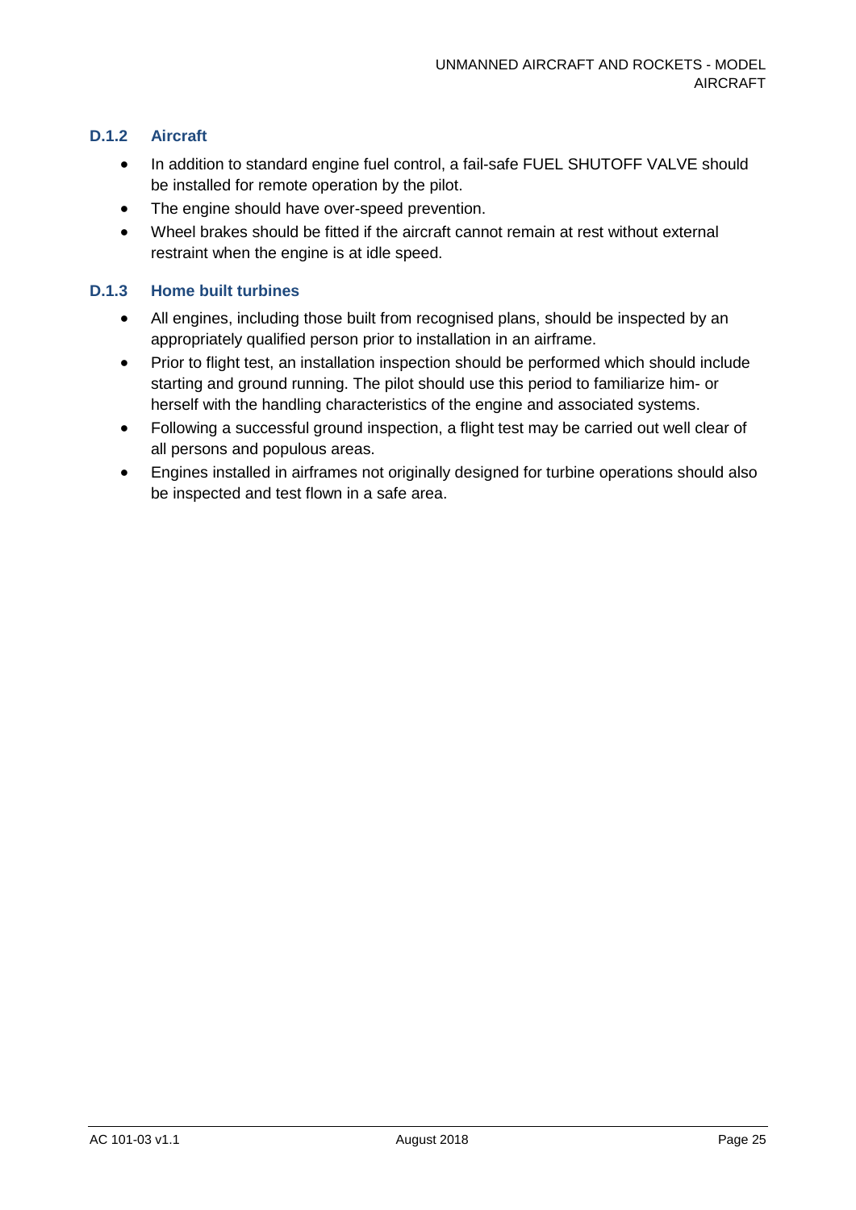### D.1.2 Aircraft

- In addition to standard engine fuel control, a fail-safe FUEL SHUTOFF VALVE should be installed for remote operation by the pilot.
- The engine should have over-speed prevention.
- Wheel brakes should be fitted if the aircraft cannot remain at rest without external restraint when the engine is at idle speed.

### D.1.3 Home built turbines

- All engines, including those built from recognised plans, should be inspected by an appropriately qualified person prior to installation in an airframe.
- Prior to flight test, an installation inspection should be performed which should include starting and ground running. The pilot should use this period to familiarize him- or herself with the handling characteristics of the engine and associated systems.
- Following a successful ground inspection, a flight test may be carried out well clear of all persons and populous areas.
- Engines installed in airframes not originally designed for turbine operations should also be inspected and test flown in a safe area.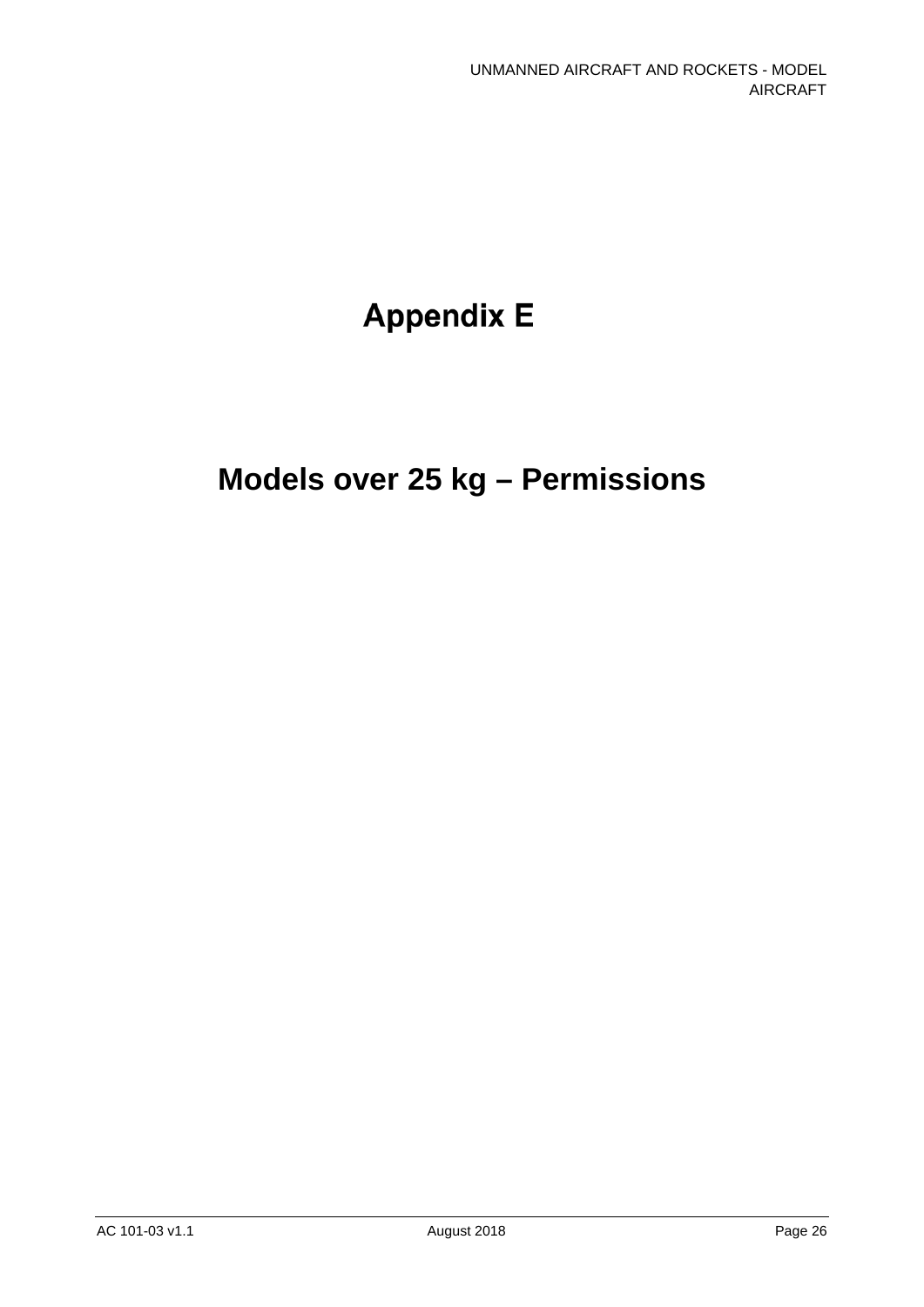# Appendix E

# Models over 25 kg – Permissions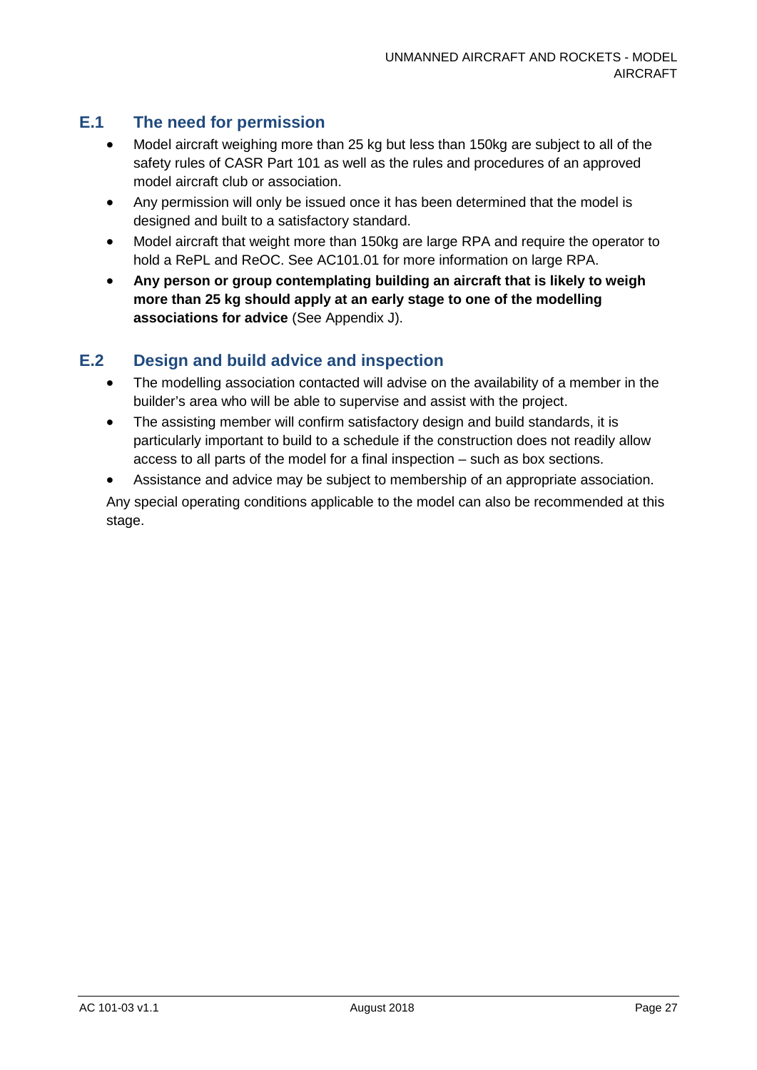## E.1 The need for permission

- Model aircraft weighing more than 25 kg but less than 150kg are subject to all of the safety rules of CASR Part 101 as well as the rules and procedures of an approved model aircraft club or association.
- Any permission will only be issued once it has been determined that the model is designed and built to a satisfactory standard.
- Model aircraft that weight more than 150kg are large RPA and require the operator to hold a RePL and ReOC. See AC101.01 for more information on large RPA.
- **Any person or group contemplating building an aircraft that is likely to weigh more than 25 kg should apply at an early stage to one of the modelling associations for advice** (See Appendix J).

## E.2 Design and build advice and inspection

- The modelling association contacted will advise on the availability of a member in the builder's area who will be able to supervise and assist with the project.
- The assisting member will confirm satisfactory design and build standards, it is particularly important to build to a schedule if the construction does not readily allow access to all parts of the model for a final inspection – such as box sections.
- Assistance and advice may be subject to membership of an appropriate association.

Any special operating conditions applicable to the model can also be recommended at this stage.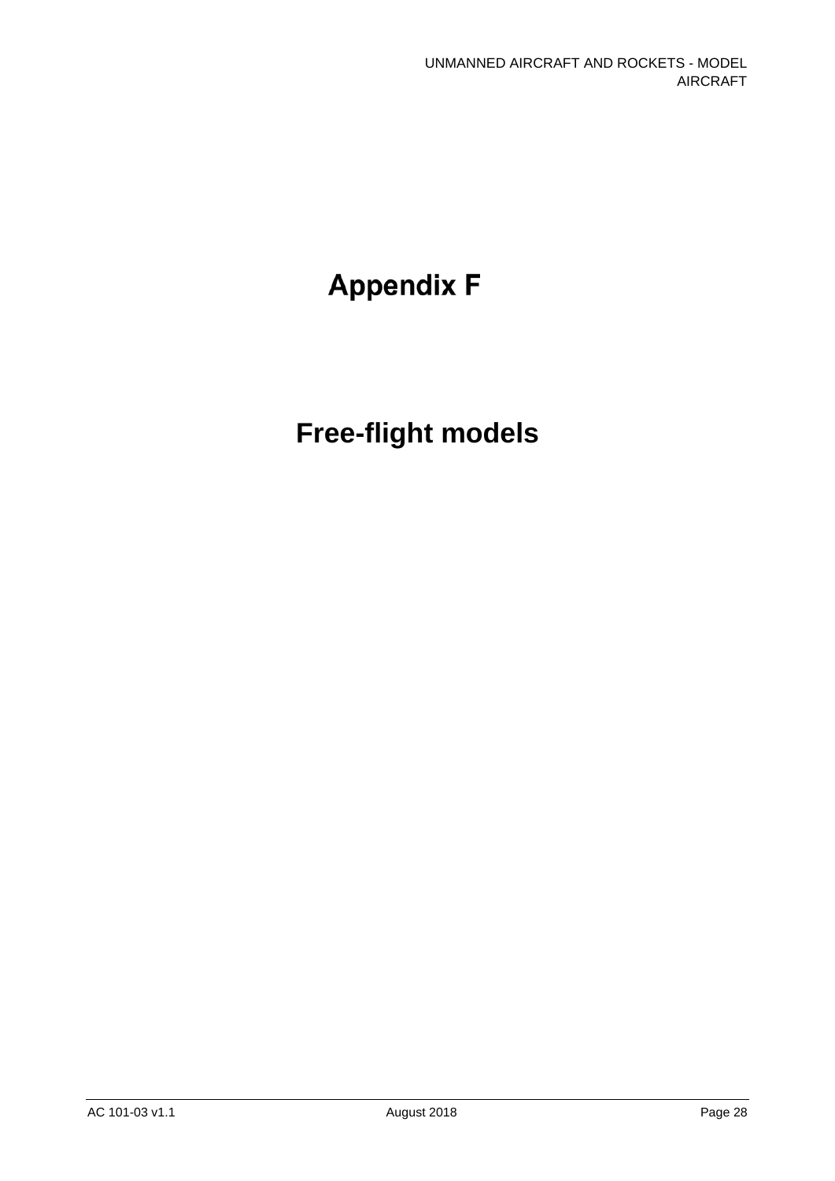# Appendix F

# Free-flight models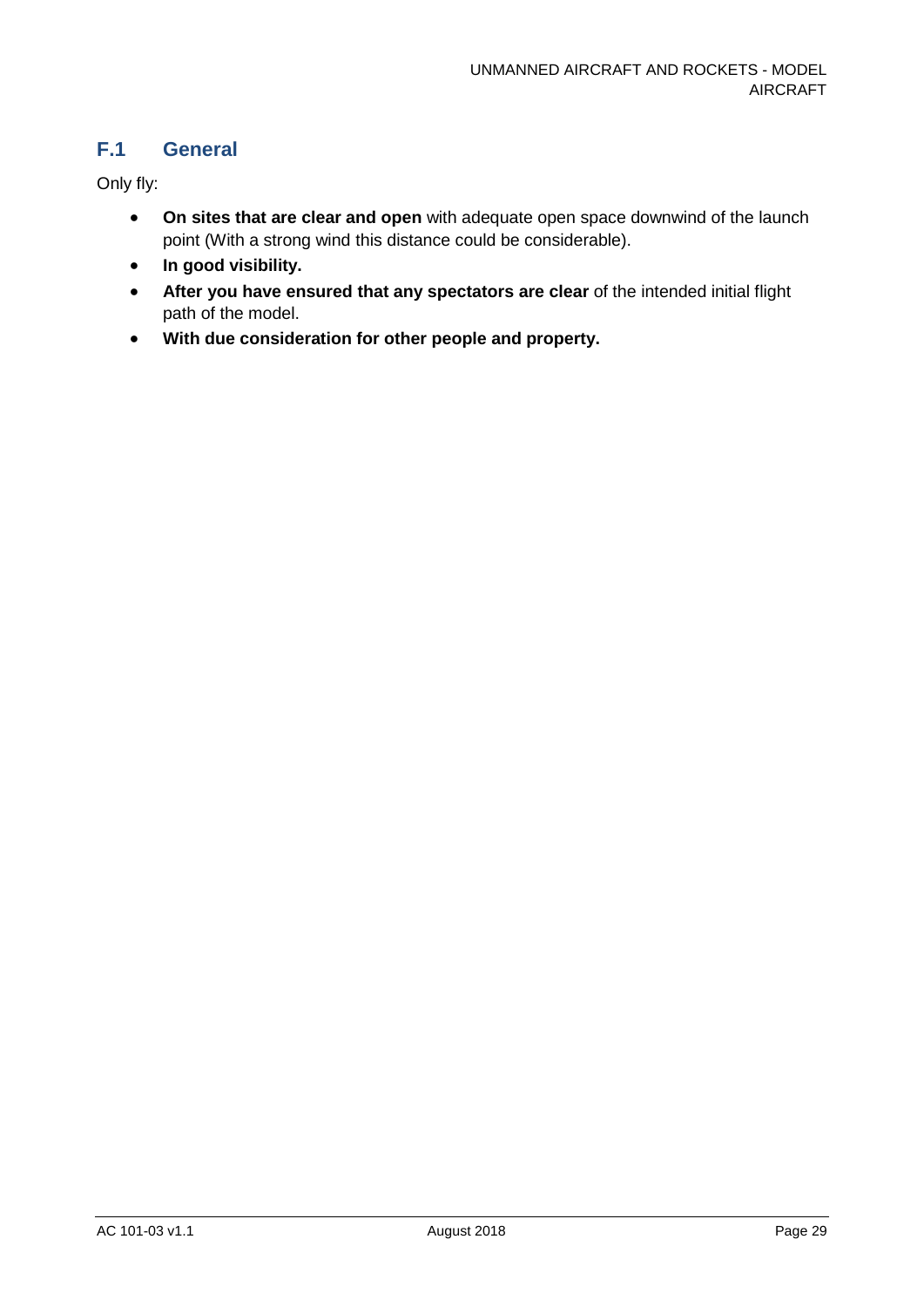## F.1 General

Only fly:

- **On sites that are clear and open** with adequate open space downwind of the launch point (With a strong wind this distance could be considerable).
- **In good visibility.**
- **After you have ensured that any spectators are clear** of the intended initial flight path of the model.
- **With due consideration for other people and property.**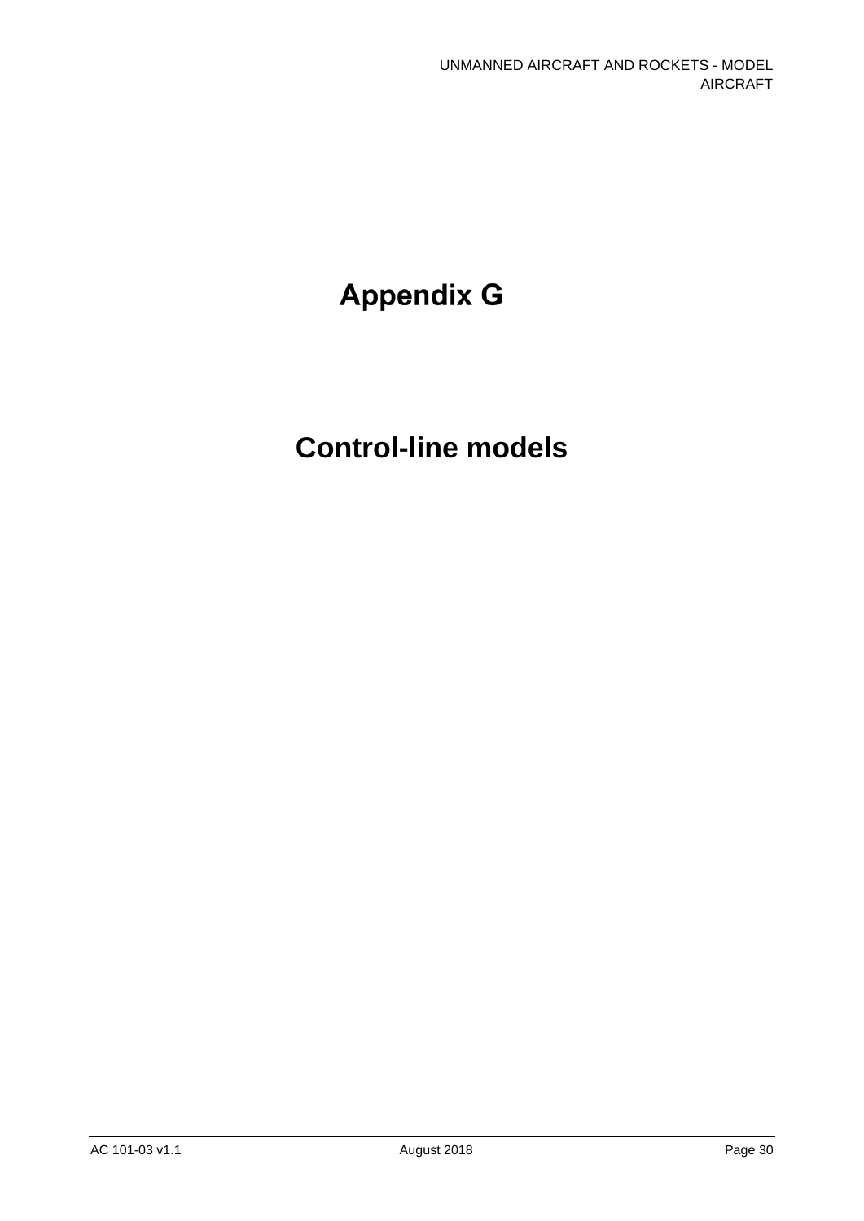# Appendix G

# Control-line models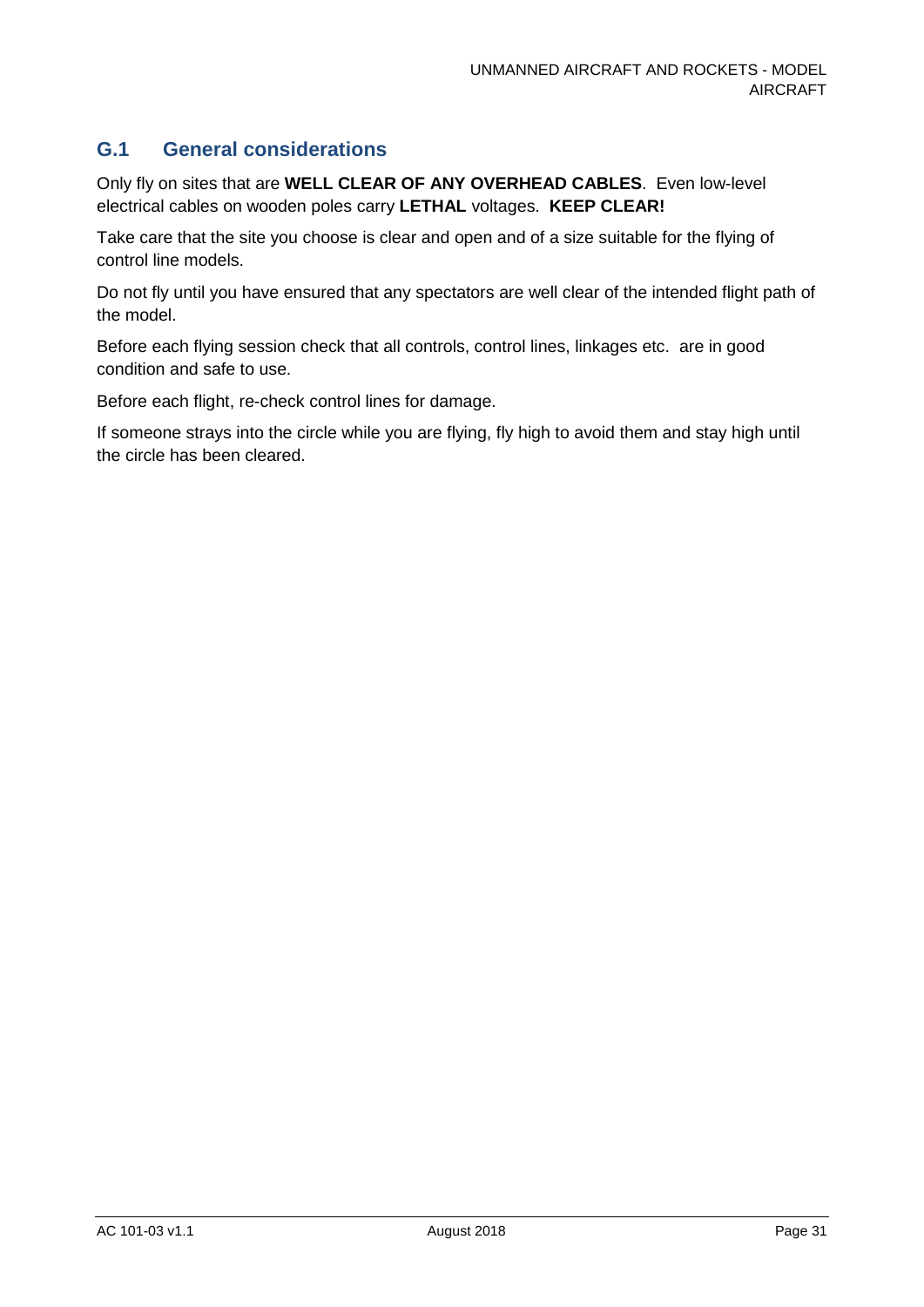## G.1 General considerations

Only fly on sites that are **WELL CLEAR OF ANY OVERHEAD CABLES**. Even low-level electrical cables on wooden poles carry **LETHAL** voltages. **KEEP CLEAR!**

Take care that the site you choose is clear and open and of a size suitable for the flying of control line models.

Do not fly until you have ensured that any spectators are well clear of the intended flight path of the model.

Before each flying session check that all controls, control lines, linkages etc. are in good condition and safe to use.

Before each flight, re-check control lines for damage.

If someone strays into the circle while you are flying, fly high to avoid them and stay high until the circle has been cleared.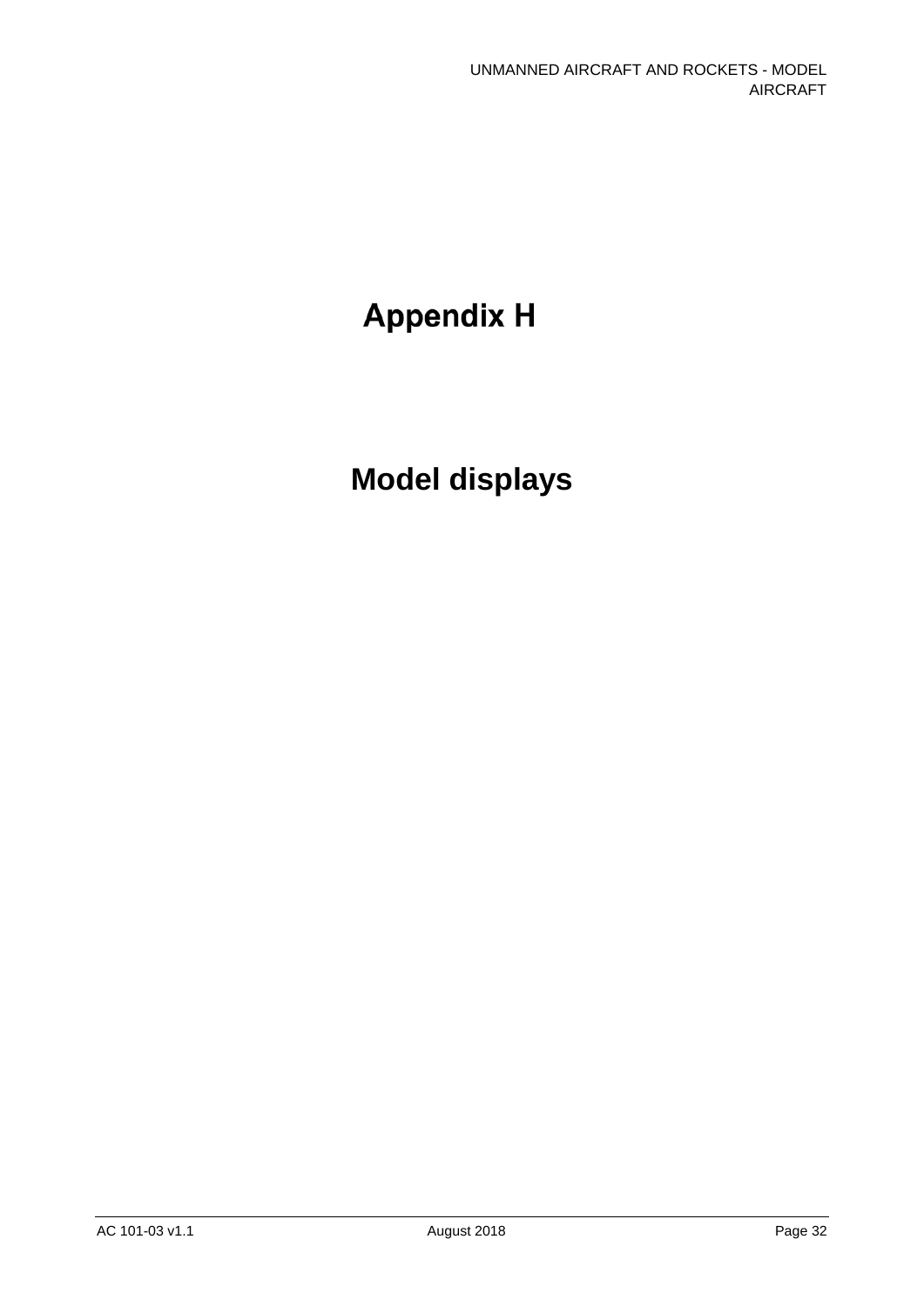# Appendix H

# Model displays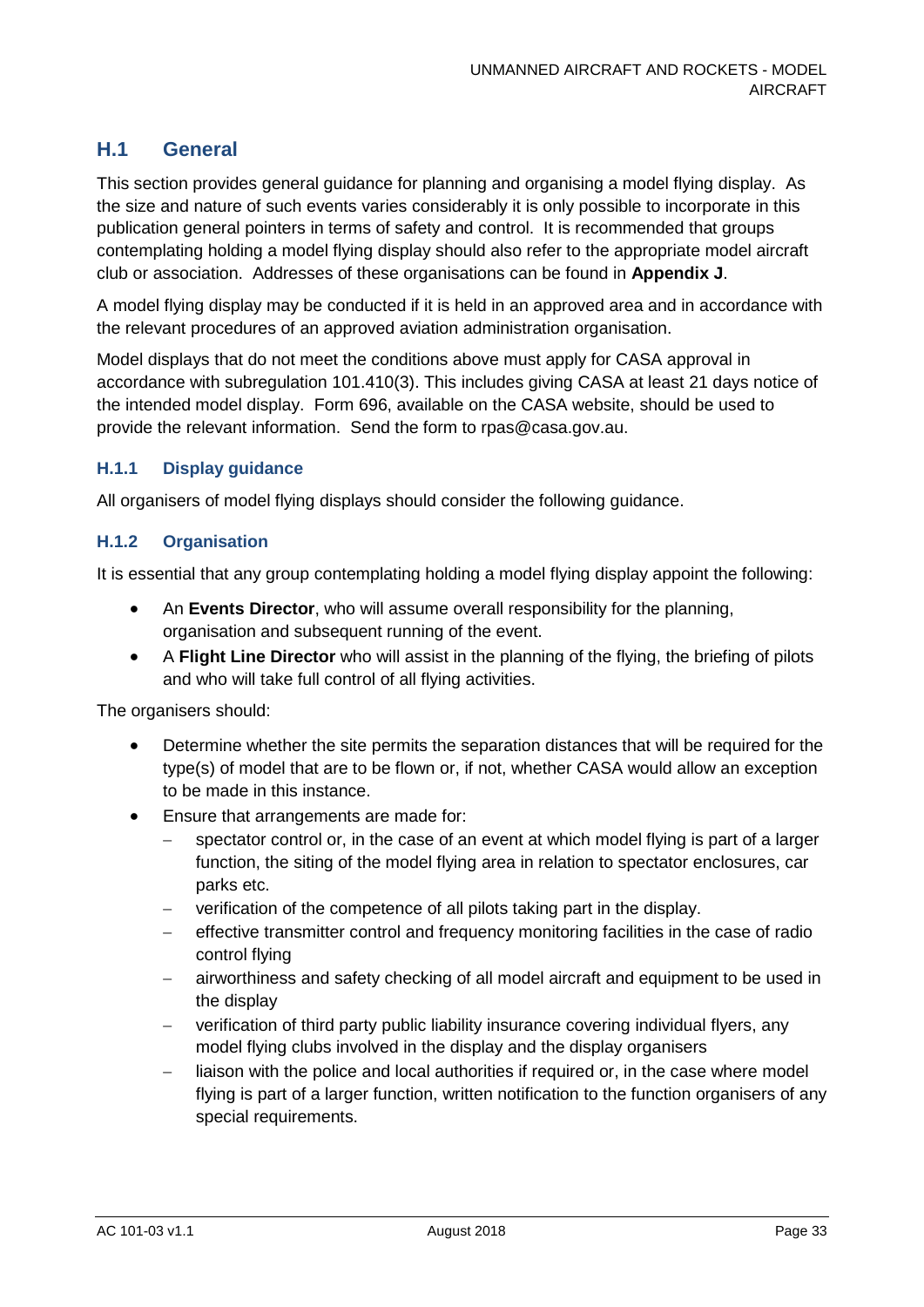## H.1 General

This section provides general guidance for planning and organising a model flying display. As the size and nature of such events varies considerably it is only possible to incorporate in this publication general pointers in terms of safety and control. It is recommended that groups contemplating holding a model flying display should also refer to the appropriate model aircraft club or association. Addresses of these organisations can be found in **Appendix J**.

A model flying display may be conducted if it is held in an approved area and in accordance with the relevant procedures of an approved aviation administration organisation.

Model displays that do not meet the conditions above must apply for CASA approval in accordance with subregulation 101.410(3). This includes giving CASA at least 21 days notice of the intended model display. Form 696, available on the CASA website, should be used to provide the relevant information. Send the form to rpas@casa.gov.au.

### H.1.1 Display guidance

All organisers of model flying displays should consider the following guidance.

### H.1.2 Organisation

It is essential that any group contemplating holding a model flying display appoint the following:

- An **Events Director**, who will assume overall responsibility for the planning, organisation and subsequent running of the event.
- A **Flight Line Director** who will assist in the planning of the flying, the briefing of pilots and who will take full control of all flying activities.

The organisers should:

- Determine whether the site permits the separation distances that will be required for the type(s) of model that are to be flown or, if not, whether CASA would allow an exception to be made in this instance.
- Ensure that arrangements are made for:
  - spectator control or, in the case of an event at which model flying is part of a larger function, the siting of the model flying area in relation to spectator enclosures, car parks etc.
  - verification of the competence of all pilots taking part in the display.
  - effective transmitter control and frequency monitoring facilities in the case of radio control flying
  - airworthiness and safety checking of all model aircraft and equipment to be used in the display
  - verification of third party public liability insurance covering individual flyers, any model flying clubs involved in the display and the display organisers
  - liaison with the police and local authorities if required or, in the case where model flying is part of a larger function, written notification to the function organisers of any special requirements.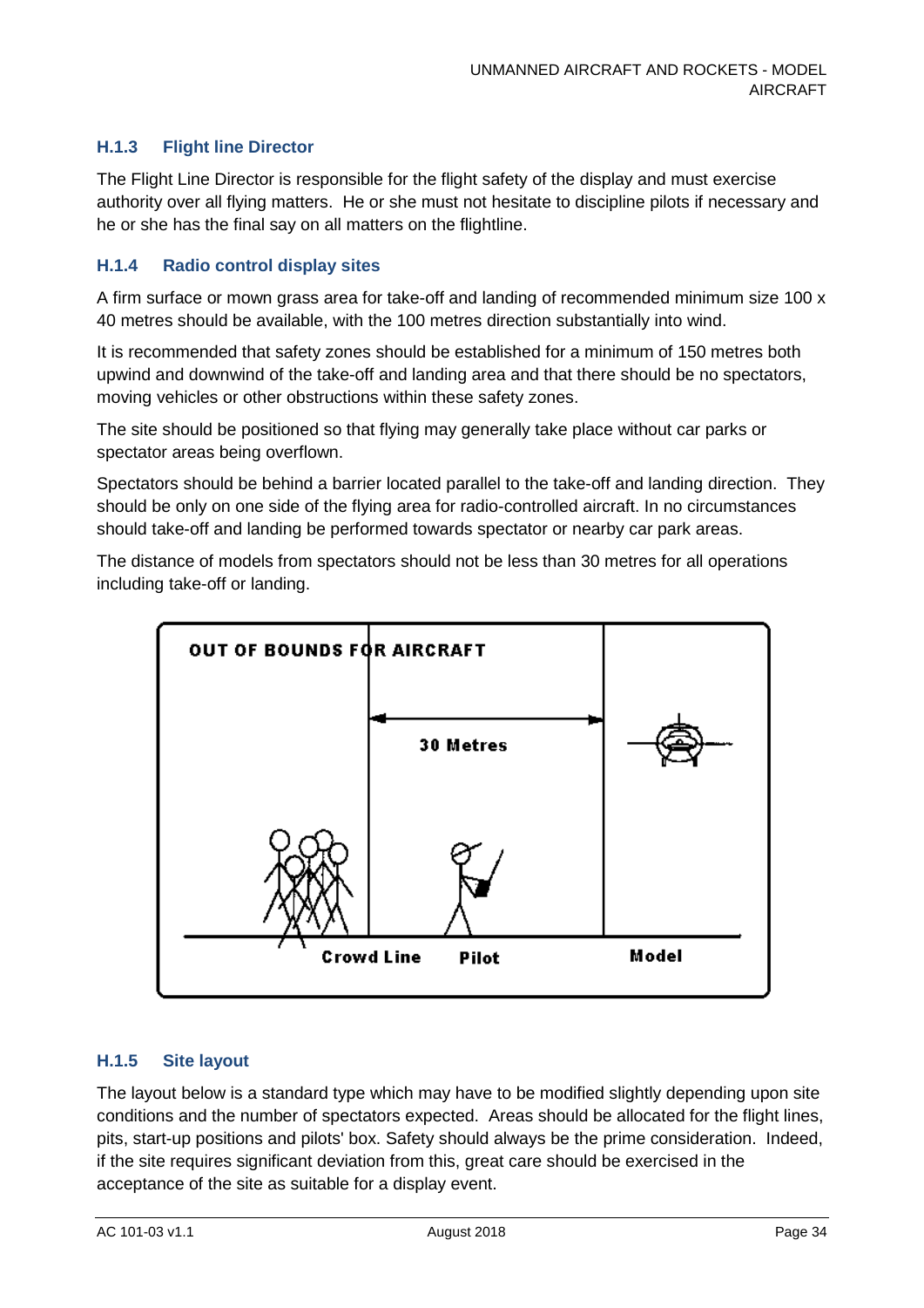### H.1.3 Flight line Director

The Flight Line Director is responsible for the flight safety of the display and must exercise authority over all flying matters. He or she must not hesitate to discipline pilots if necessary and he or she has the final say on all matters on the flightline.

### H.1.4 Radio control display sites

A firm surface or mown grass area for take-off and landing of recommended minimum size 100 x 40 metres should be available, with the 100 metres direction substantially into wind.

It is recommended that safety zones should be established for a minimum of 150 metres both upwind and downwind of the take-off and landing area and that there should be no spectators, moving vehicles or other obstructions within these safety zones.

The site should be positioned so that flying may generally take place without car parks or spectator areas being overflown.

Spectators should be behind a barrier located parallel to the take-off and landing direction. They should be only on one side of the flying area for radio-controlled aircraft. In no circumstances should take-off and landing be performed towards spectator or nearby car park areas.

The distance of models from spectators should not be less than 30 metres for all operations including take-off or landing.

OUT OF BOUNDS FOR AIRCRAFT

30 Metres

Crowd Line Pilot Model

### H.1.5 Site layout

The layout below is a standard type which may have to be modified slightly depending upon site conditions and the number of spectators expected. Areas should be allocated for the flight lines, pits, start-up positions and pilots' box. Safety should always be the prime consideration. Indeed, if the site requires significant deviation from this, great care should be exercised in the acceptance of the site as suitable for a display event.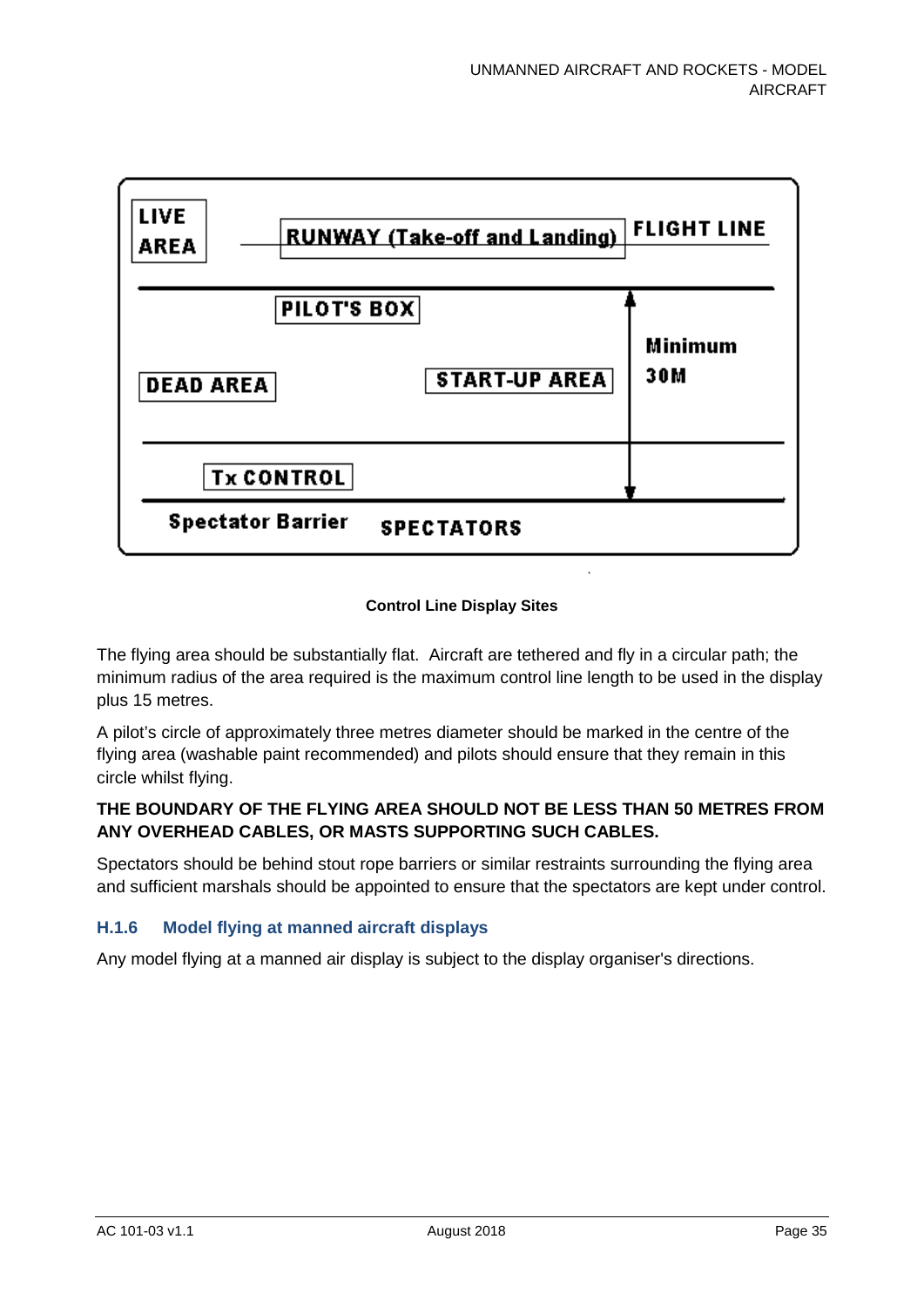**Control Line Display Sites**

The flying area should be substantially flat. Aircraft are tethered and fly in a circular path; the minimum radius of the area required is the maximum control line length to be used in the display plus 15 metres.

A pilot's circle of approximately three metres diameter should be marked in the centre of the flying area (washable paint recommended) and pilots should ensure that they remain in this circle whilst flying.

**THE BOUNDARY OF THE FLYING AREA SHOULD NOT BE LESS THAN 50 METRES FROM ANY OVERHEAD CABLES, OR MASTS SUPPORTING SUCH CABLES.**

Spectators should be behind stout rope barriers or similar restraints surrounding the flying area and sufficient marshals should be appointed to ensure that the spectators are kept under control.

### H.1.6 Model flying at manned aircraft displays

Any model flying at a manned air display is subject to the display organiser's directions.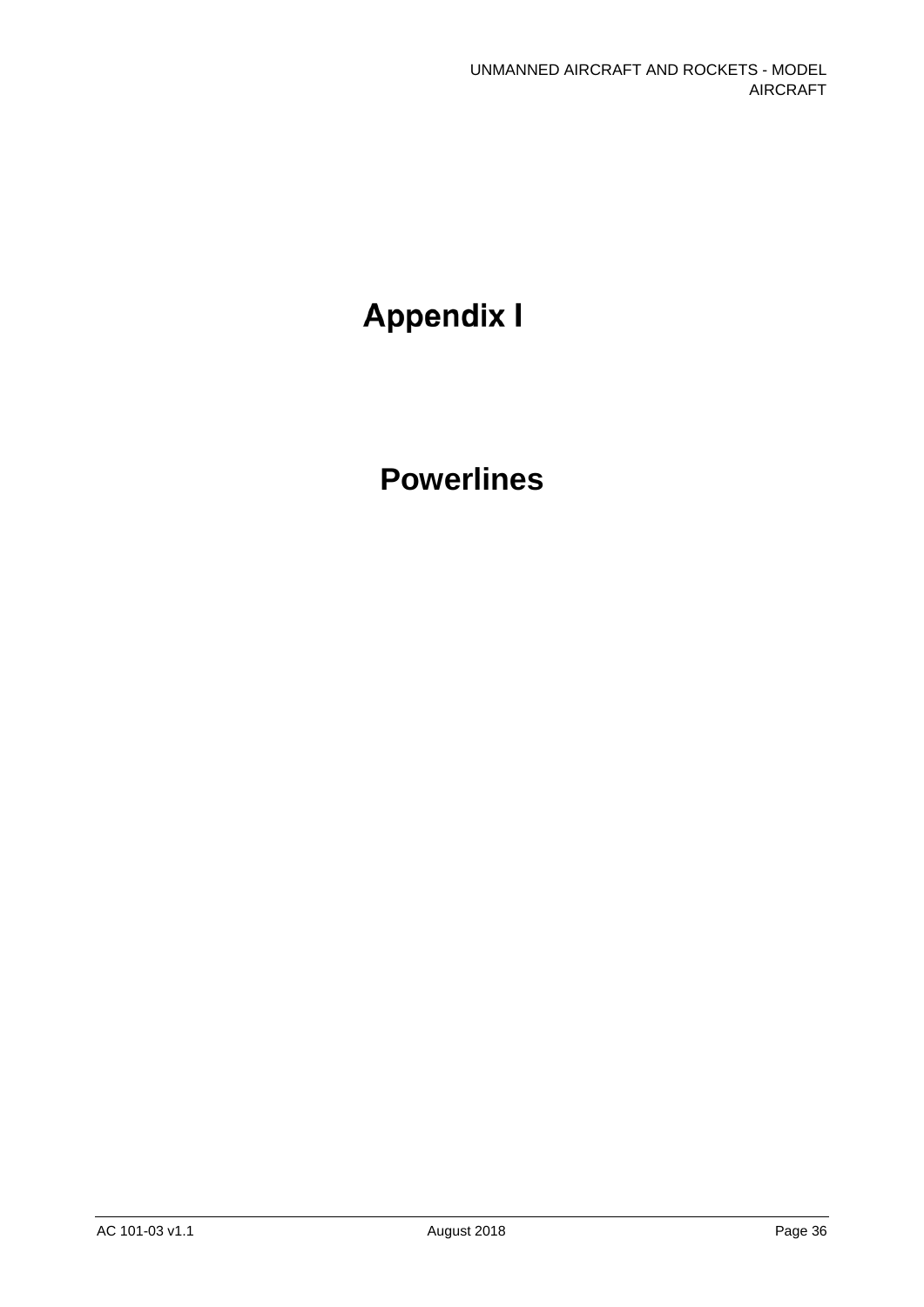# Appendix I

## Powerlines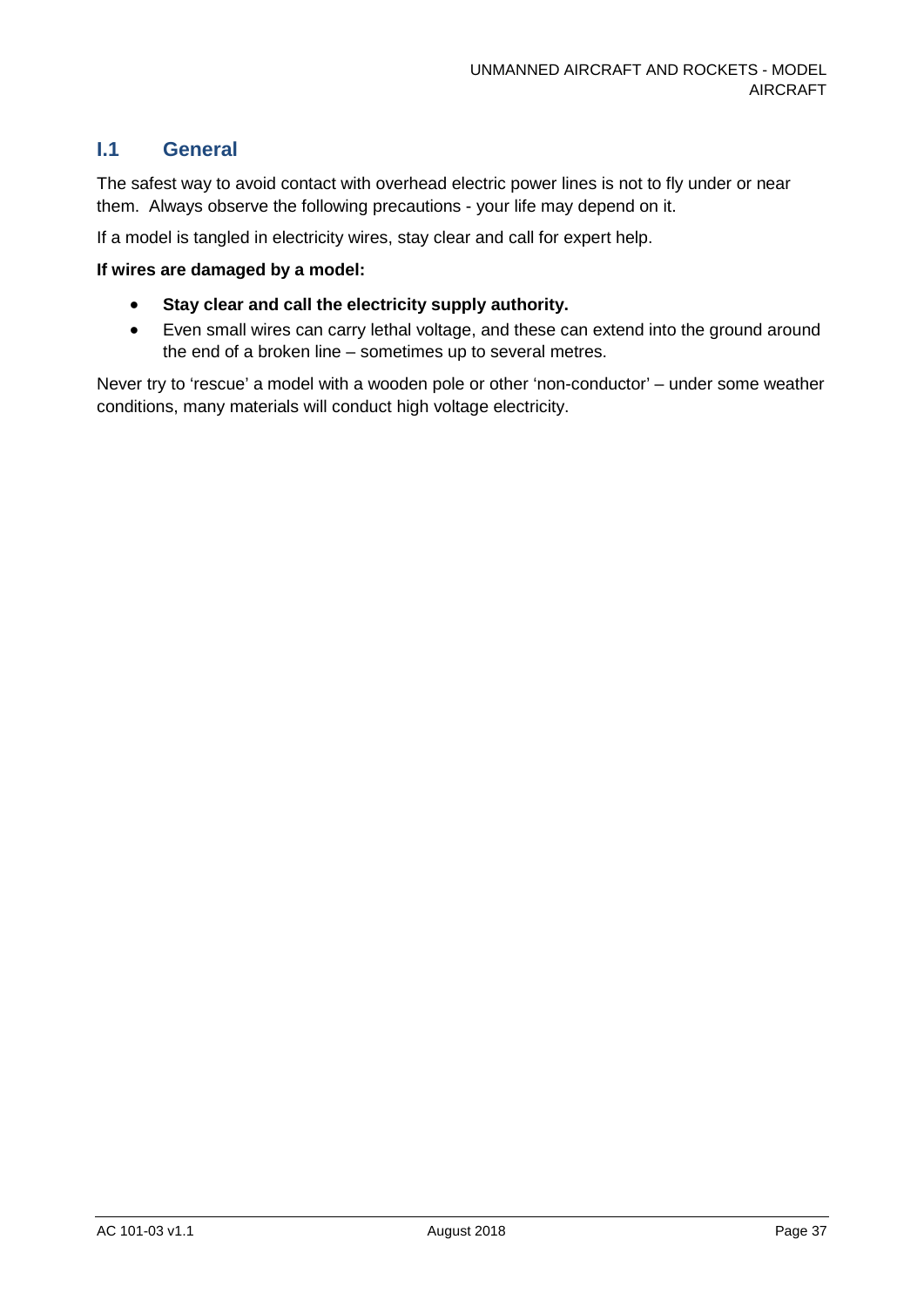## I.1 General

The safest way to avoid contact with overhead electric power lines is not to fly under or near them. Always observe the following precautions - your life may depend on it.

If a model is tangled in electricity wires, stay clear and call for expert help.

**If wires are damaged by a model:**

- **Stay clear and call the electricity supply authority.**
- Even small wires can carry lethal voltage, and these can extend into the ground around the end of a broken line – sometimes up to several metres.

Never try to 'rescue' a model with a wooden pole or other 'non-conductor' – under some weather conditions, many materials will conduct high voltage electricity.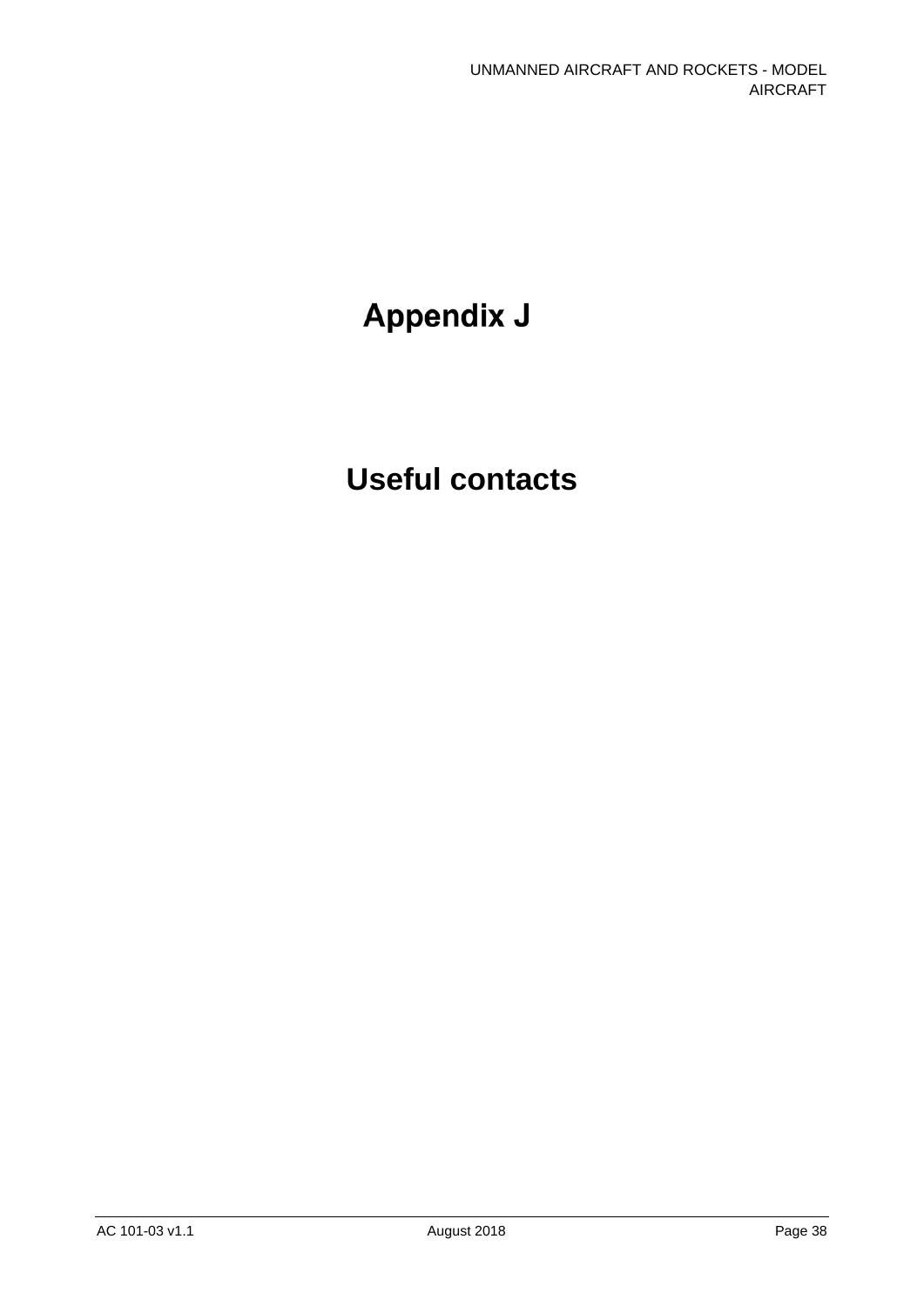# Appendix J

## Useful contacts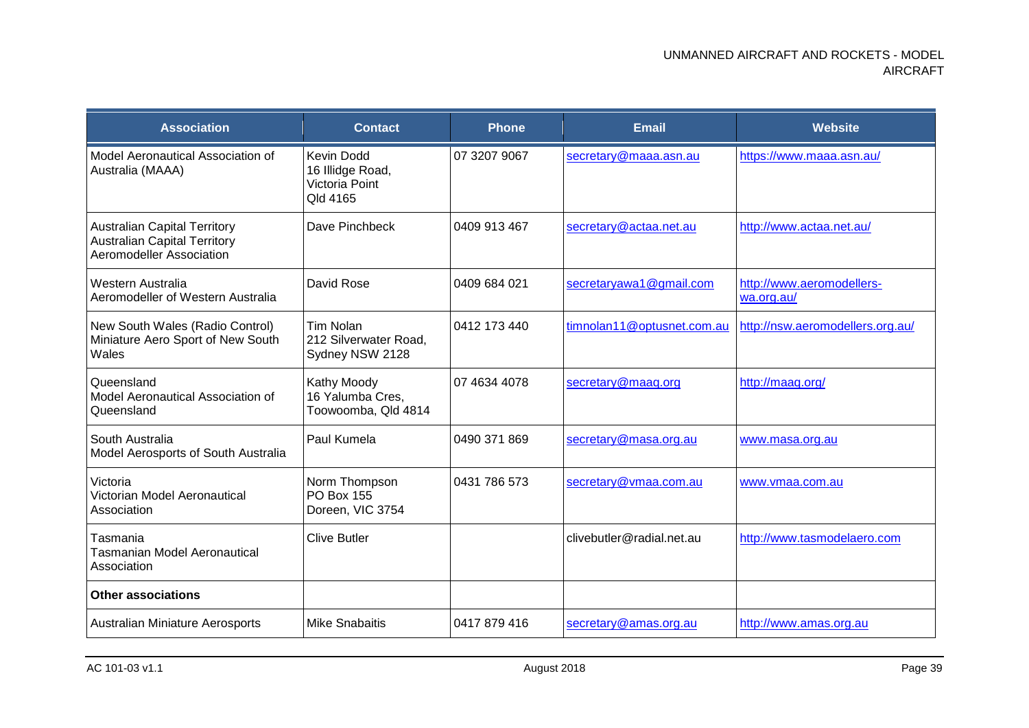| Association | Contact | Phone | Email | Website |
|---|---|---|---|---|
| Model Aeronautical Association of Australia (MAAA) | Kevin Dodd<br>16 Illidge Road,<br>Victoria Point<br>Qld 4165 | 07 3207 9067 | secretary@maaa.asn.au | https://www.maaa.asn.au/ |
| Australian Capital Territory<br>Australian Capital Territory Aeromodeller Association | Dave Pinchbeck | 0409 913 467 | secretary@actaa.net.au | http://www.actaa.net.au/ |
| Western Australia<br>Aeromodeller of Western Australia | David Rose | 0409 684 021 | secretaryawa1@gmail.com | http://www.aeromodellers-wa.org.au/ |
| New South Wales (Radio Control)<br>Miniature Aero Sport of New South Wales | Tim Nolan<br>212 Silverwater Road,<br>Sydney NSW 2128 | 0412 173 440 | timnolan11@optusnet.com.au | http://nsw.aeromodellers.org.au/ |
| Queensland<br>Model Aeronautical Association of Queensland | Kathy Moody<br>16 Yalumba Cres,<br>Toowoomba, Qld 4814 | 07 4634 4078 | secretary@maaq.org | http://maaq.org/ |
| South Australia<br>Model Aerosports of South Australia | Paul Kumela | 0490 371 869 | secretary@masa.org.au | www.masa.org.au |
| Victoria<br>Victorian Model Aeronautical Association | Norm Thompson<br>PO Box 155<br>Doreen, VIC 3754 | 0431 786 573 | secretary@vmaa.com.au | www.vmaa.com.au |
| Tasmania<br>Tasmanian Model Aeronautical Association | Clive Butler | | clivebutler@radial.net.au | http://www.tasmodelaero.com |
| **Other associations** | | | | |
| Australian Miniature Aerosports | Mike Snabaitis | 0417 879 416 | secretary@amas.org.au | http://www.amas.org.au |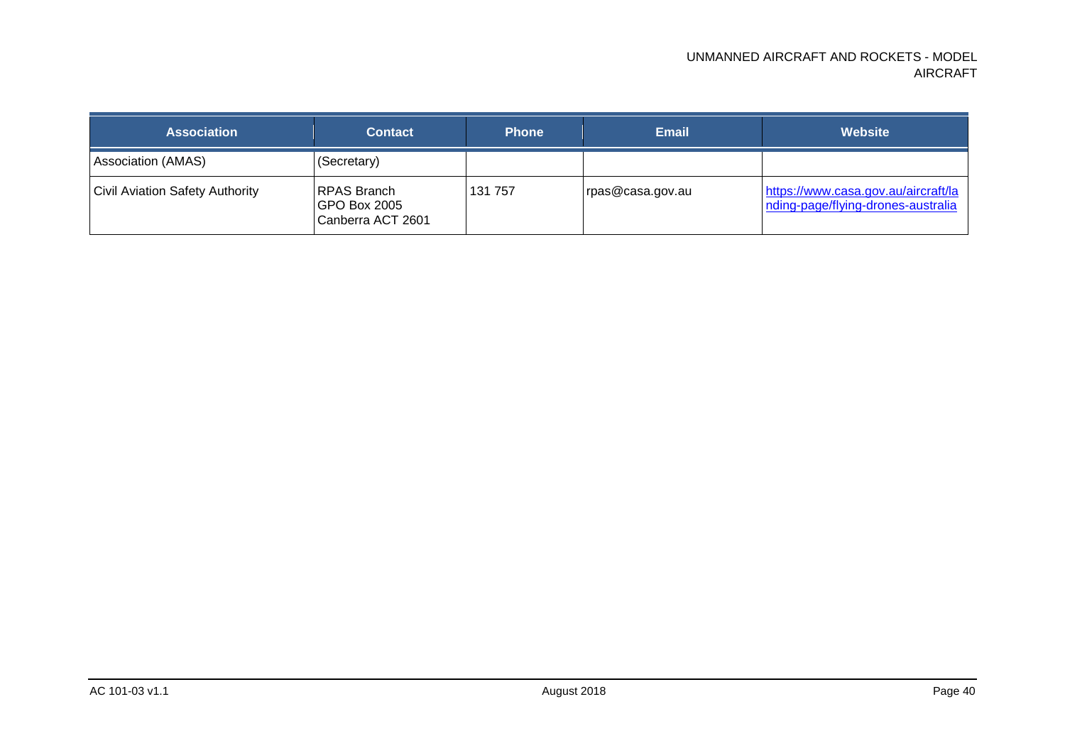| Association | Contact | Phone | Email | Website |
|---|---|---|---|---|
| Association (AMAS) | (Secretary) | | | |
| Civil Aviation Safety Authority | RPAS Branch<br>GPO Box 2005<br>Canberra ACT 2601 | 131 757 | rpas@casa.gov.au | https://www.casa.gov.au/aircraft/landing-page/flying-drones-australia |